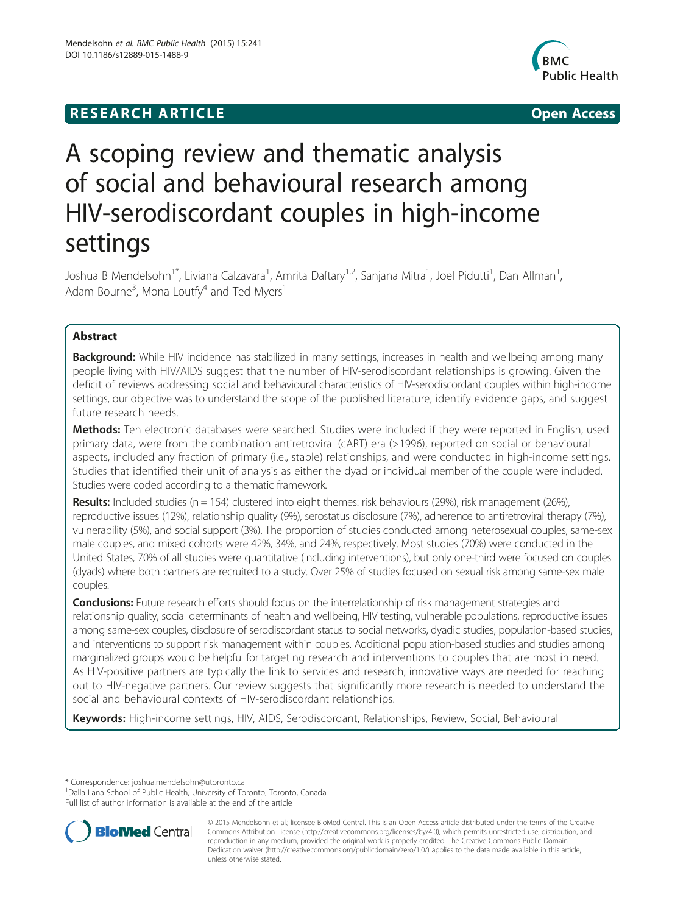**RESEARCH ARTICLE** **Open Access**

# A scoping review and thematic analysis of social and behavioural research among HIV-serodiscordant couples in high-income settings

Joshua B Mendelsohn[1*], Liviana Calzavara[1], Amrita Daftary[1,2], Sanjana Mitra[1], Joel Pidutti[1], Dan Allman[1], Adam Bourne[3], Mona Loutfy[4] and Ted Myers[1]

## Abstract

**Background:** While HIV incidence has stabilized in many settings, increases in health and wellbeing among many people living with HIV/AIDS suggest that the number of HIV-serodiscordant relationships is growing. Given the deficit of reviews addressing social and behavioural characteristics of HIV-serodiscordant couples within high-income settings, our objective was to understand the scope of the published literature, identify evidence gaps, and suggest future research needs.

**Methods:** Ten electronic databases were searched. Studies were included if they were reported in English, used primary data, were from the combination antiretroviral (cART) era (>1996), reported on social or behavioural aspects, included any fraction of primary (i.e., stable) relationships, and were conducted in high-income settings. Studies that identified their unit of analysis as either the dyad or individual member of the couple were included. Studies were coded according to a thematic framework.

**Results:** Included studies (n = 154) clustered into eight themes: risk behaviours (29%), risk management (26%), reproductive issues (12%), relationship quality (9%), serostatus disclosure (7%), adherence to antiretroviral therapy (7%), vulnerability (5%), and social support (3%). The proportion of studies conducted among heterosexual couples, same-sex male couples, and mixed cohorts were 42%, 34%, and 24%, respectively. Most studies (70%) were conducted in the United States, 70% of all studies were quantitative (including interventions), but only one-third were focused on couples (dyads) where both partners are recruited to a study. Over 25% of studies focused on sexual risk among same-sex male couples.

**Conclusions:** Future research efforts should focus on the interrelationship of risk management strategies and relationship quality, social determinants of health and wellbeing, HIV testing, vulnerable populations, reproductive issues among same-sex couples, disclosure of serodiscordant status to social networks, dyadic studies, population-based studies, and interventions to support risk management within couples. Additional population-based studies and studies among marginalized groups would be helpful for targeting research and interventions to couples that are most in need. As HIV-positive partners are typically the link to services and research, innovative ways are needed for reaching out to HIV-negative partners. Our review suggests that significantly more research is needed to understand the social and behavioural contexts of HIV-serodiscordant relationships.

**Keywords:** High-income settings, HIV, AIDS, Serodiscordant, Relationships, Review, Social, Behavioural

---

* Correspondence: joshua.mendelsohn@utoronto.ca
[1]Dalla Lana School of Public Health, University of Toronto, Toronto, Canada
Full list of author information is available at the end of the article

© 2015 Mendelsohn et al.; licensee BioMed Central. This is an Open Access article distributed under the terms of the Creative Commons Attribution License (http://creativecommons.org/licenses/by/4.0), which permits unrestricted use, distribution, and reproduction in any medium, provided the original work is properly credited. The Creative Commons Public Domain Dedication waiver (http://creativecommons.org/publicdomain/zero/1.0/) applies to the data made available in this article, unless otherwise stated.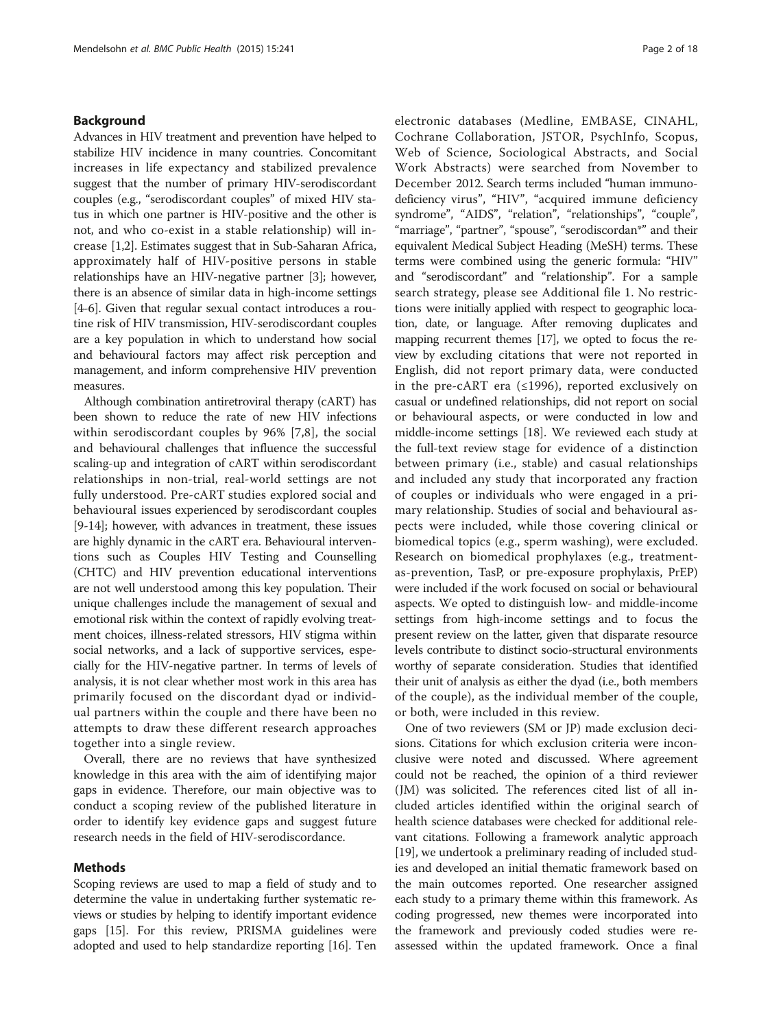## Background

Advances in HIV treatment and prevention have helped to stabilize HIV incidence in many countries. Concomitant increases in life expectancy and stabilized prevalence suggest that the number of primary HIV-serodiscordant couples (e.g., "serodiscordant couples" of mixed HIV status in which one partner is HIV-positive and the other is not, and who co-exist in a stable relationship) will increase [1,2]. Estimates suggest that in Sub-Saharan Africa, approximately half of HIV-positive persons in stable relationships have an HIV-negative partner [3]; however, there is an absence of similar data in high-income settings [4-6]. Given that regular sexual contact introduces a routine risk of HIV transmission, HIV-serodiscordant couples are a key population in which to understand how social and behavioural factors may affect risk perception and management, and inform comprehensive HIV prevention measures.

Although combination antiretroviral therapy (cART) has been shown to reduce the rate of new HIV infections within serodiscordant couples by 96% [7,8], the social and behavioural challenges that influence the successful scaling-up and integration of cART within serodiscordant relationships in non-trial, real-world settings are not fully understood. Pre-cART studies explored social and behavioural issues experienced by serodiscordant couples [9-14]; however, with advances in treatment, these issues are highly dynamic in the cART era. Behavioural interventions such as Couples HIV Testing and Counselling (CHTC) and HIV prevention educational interventions are not well understood among this key population. Their unique challenges include the management of sexual and emotional risk within the context of rapidly evolving treatment choices, illness-related stressors, HIV stigma within social networks, and a lack of supportive services, especially for the HIV-negative partner. In terms of levels of analysis, it is not clear whether most work in this area has primarily focused on the discordant dyad or individual partners within the couple and there have been no attempts to draw these different research approaches together into a single review.

Overall, there are no reviews that have synthesized knowledge in this area with the aim of identifying major gaps in evidence. Therefore, our main objective was to conduct a scoping review of the published literature in order to identify key evidence gaps and suggest future research needs in the field of HIV-serodiscordance.

## Methods

Scoping reviews are used to map a field of study and to determine the value in undertaking further systematic reviews or studies by helping to identify important evidence gaps [15]. For this review, PRISMA guidelines were adopted and used to help standardize reporting [16]. Ten electronic databases (Medline, EMBASE, CINAHL, Cochrane Collaboration, JSTOR, PsychInfo, Scopus, Web of Science, Sociological Abstracts, and Social Work Abstracts) were searched from November to December 2012. Search terms included "human immunodeficiency virus", "HIV", "acquired immune deficiency syndrome", "AIDS", "relation", "relationships", "couple", "marriage", "partner", "spouse", "serodiscordan*" and their equivalent Medical Subject Heading (MeSH) terms. These terms were combined using the generic formula: "HIV" and "serodiscordant" and "relationship". For a sample search strategy, please see Additional file 1. No restrictions were initially applied with respect to geographic location, date, or language. After removing duplicates and mapping recurrent themes [17], we opted to focus the review by excluding citations that were not reported in English, did not report primary data, were conducted in the pre-cART era (≤1996), reported exclusively on casual or undefined relationships, did not report on social or behavioural aspects, or were conducted in low and middle-income settings [18]. We reviewed each study at the full-text review stage for evidence of a distinction between primary (i.e., stable) and casual relationships and included any study that incorporated any fraction of couples or individuals who were engaged in a primary relationship. Studies of social and behavioural aspects were included, while those covering clinical or biomedical topics (e.g., sperm washing), were excluded. Research on biomedical prophylaxes (e.g., treatment-as-prevention, TasP, or pre-exposure prophylaxis, PrEP) were included if the work focused on social or behavioural aspects. We opted to distinguish low- and middle-income settings from high-income settings and to focus the present review on the latter, given that disparate resource levels contribute to distinct socio-structural environments worthy of separate consideration. Studies that identified their unit of analysis as either the dyad (i.e., both members of the couple), as the individual member of the couple, or both, were included in this review.

One of two reviewers (SM or JP) made exclusion decisions. Citations for which exclusion criteria were inconclusive were noted and discussed. Where agreement could not be reached, the opinion of a third reviewer (JM) was solicited. The references cited list of all included articles identified within the original search of health science databases were checked for additional relevant citations. Following a framework analytic approach [19], we undertook a preliminary reading of included studies and developed an initial thematic framework based on the main outcomes reported. One researcher assigned each study to a primary theme within this framework. As coding progressed, new themes were incorporated into the framework and previously coded studies were reassessed within the updated framework. Once a final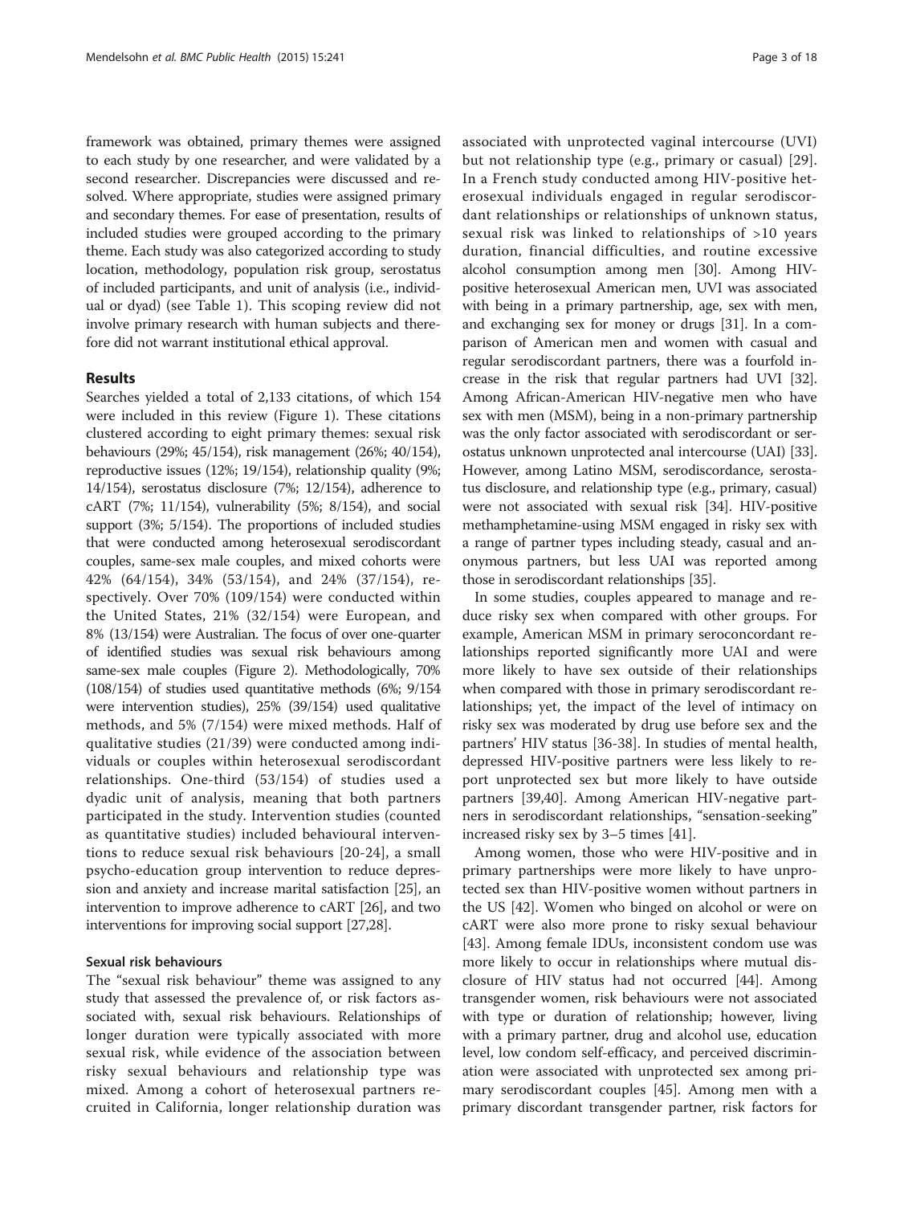framework was obtained, primary themes were assigned to each study by one researcher, and were validated by a second researcher. Discrepancies were discussed and resolved. Where appropriate, studies were assigned primary and secondary themes. For ease of presentation, results of included studies were grouped according to the primary theme. Each study was also categorized according to study location, methodology, population risk group, serostatus of included participants, and unit of analysis (i.e., individual or dyad) (see Table 1). This scoping review did not involve primary research with human subjects and therefore did not warrant institutional ethical approval.

## Results

Searches yielded a total of 2,133 citations, of which 154 were included in this review (Figure 1). These citations clustered according to eight primary themes: sexual risk behaviours (29%; 45/154), risk management (26%; 40/154), reproductive issues (12%; 19/154), relationship quality (9%; 14/154), serostatus disclosure (7%; 12/154), adherence to cART (7%; 11/154), vulnerability (5%; 8/154), and social support (3%; 5/154). The proportions of included studies that were conducted among heterosexual serodiscordant couples, same-sex male couples, and mixed cohorts were 42% (64/154), 34% (53/154), and 24% (37/154), respectively. Over 70% (109/154) were conducted within the United States, 21% (32/154) were European, and 8% (13/154) were Australian. The focus of over one-quarter of identified studies was sexual risk behaviours among same-sex male couples (Figure 2). Methodologically, 70% (108/154) of studies used quantitative methods (6%; 9/154 were intervention studies), 25% (39/154) used qualitative methods, and 5% (7/154) were mixed methods. Half of qualitative studies (21/39) were conducted among individuals or couples within heterosexual serodiscordant relationships. One-third (53/154) of studies used a dyadic unit of analysis, meaning that both partners participated in the study. Intervention studies (counted as quantitative studies) included behavioural interventions to reduce sexual risk behaviours [20-24], a small psycho-education group intervention to reduce depression and anxiety and increase marital satisfaction [25], an intervention to improve adherence to cART [26], and two interventions for improving social support [27,28].

### Sexual risk behaviours

The "sexual risk behaviour" theme was assigned to any study that assessed the prevalence of, or risk factors associated with, sexual risk behaviours. Relationships of longer duration were typically associated with more sexual risk, while evidence of the association between risky sexual behaviours and relationship type was mixed. Among a cohort of heterosexual partners recruited in California, longer relationship duration was associated with unprotected vaginal intercourse (UVI) but not relationship type (e.g., primary or casual) [29]. In a French study conducted among HIV-positive heterosexual individuals engaged in regular serodiscordant relationships or relationships of unknown status, sexual risk was linked to relationships of >10 years duration, financial difficulties, and routine excessive alcohol consumption among men [30]. Among HIV-positive heterosexual American men, UVI was associated with being in a primary partnership, age, sex with men, and exchanging sex for money or drugs [31]. In a comparison of American men and women with casual and regular serodiscordant partners, there was a fourfold increase in the risk that regular partners had UVI [32]. Among African-American HIV-negative men who have sex with men (MSM), being in a non-primary partnership was the only factor associated with serodiscordant or serostatus unknown unprotected anal intercourse (UAI) [33]. However, among Latino MSM, serodiscordance, serostatus disclosure, and relationship type (e.g., primary, casual) were not associated with sexual risk [34]. HIV-positive methamphetamine-using MSM engaged in risky sex with a range of partner types including steady, casual and anonymous partners, but less UAI was reported among those in serodiscordant relationships [35].

In some studies, couples appeared to manage and reduce risky sex when compared with other groups. For example, American MSM in primary seroconcordant relationships reported significantly more UAI and were more likely to have sex outside of their relationships when compared with those in primary serodiscordant relationships; yet, the impact of the level of intimacy on risky sex was moderated by drug use before sex and the partners' HIV status [36-38]. In studies of mental health, depressed HIV-positive partners were less likely to report unprotected sex but more likely to have outside partners [39,40]. Among American HIV-negative partners in serodiscordant relationships, "sensation-seeking" increased risky sex by 3–5 times [41].

Among women, those who were HIV-positive and in primary partnerships were more likely to have unprotected sex than HIV-positive women without partners in the US [42]. Women who binged on alcohol or were on cART were also more prone to risky sexual behaviour [43]. Among female IDUs, inconsistent condom use was more likely to occur in relationships where mutual disclosure of HIV status had not occurred [44]. Among transgender women, risk behaviours were not associated with type or duration of relationship; however, living with a primary partner, drug and alcohol use, education level, low condom self-efficacy, and perceived discrimination were associated with unprotected sex among primary serodiscordant couples [45]. Among men with a primary discordant transgender partner, risk factors for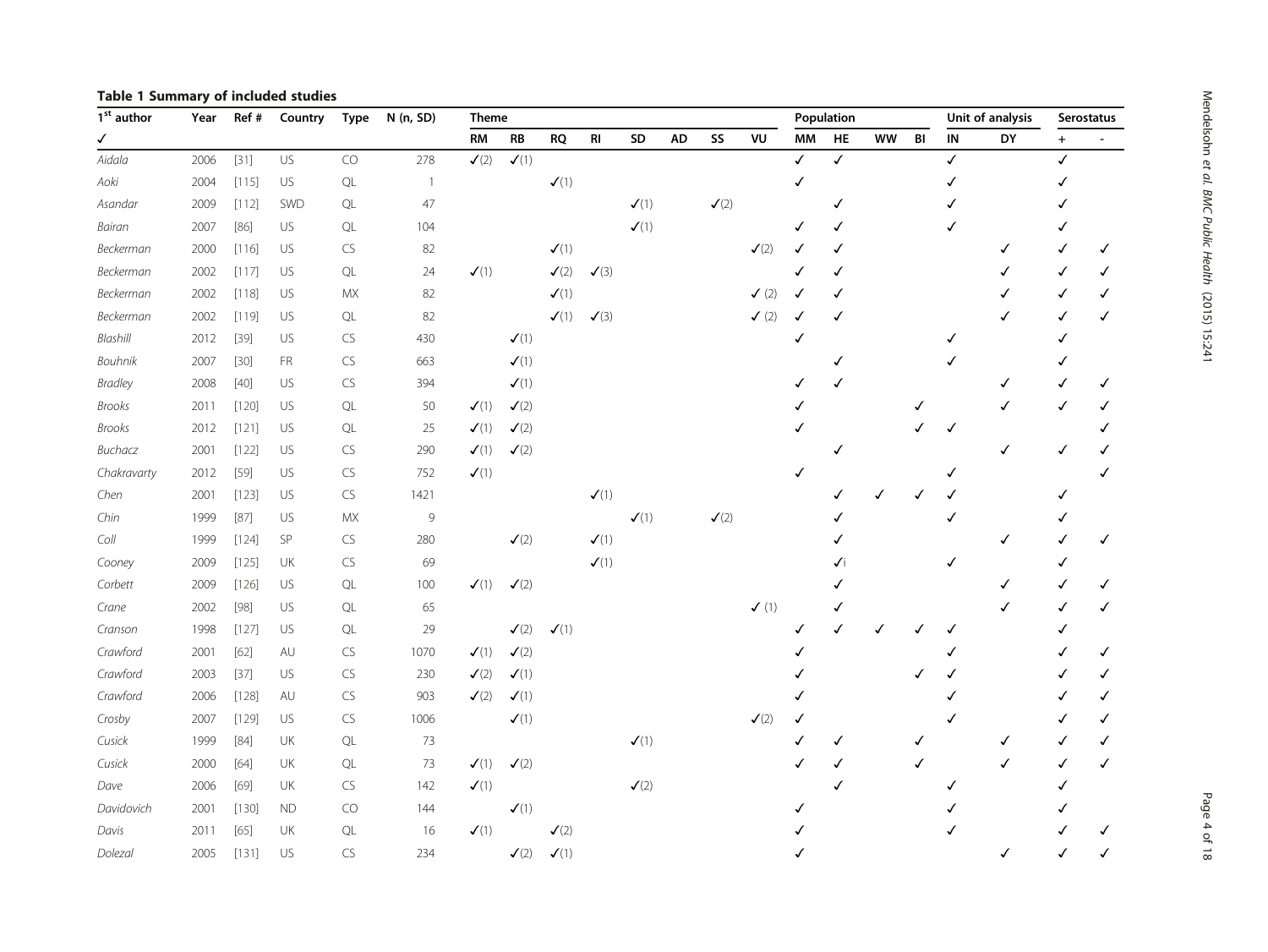**Table 1 Summary of included studies**

| 1[st] author | Year | Ref # | Country | Type | N (n, SD) | Theme | | | | | | | | Population | | | | Unit of analysis | | Serostatus | |
|---|---|---|---|---|---|---|---|---|---|---|---|---|---|---|---|---|---|---|---|---|---|
| ✓ | | | | | | RM | RB | RQ | RI | SD | AD | SS | VU | MM | HE | WW | BI | IN | DY | + | - |
| *Aidala* | 2006 | [31] | US | CO | 278 | ✓(2) | ✓(1) | | | | | | | ✓ | ✓ | | | ✓ | | ✓ | |
| *Aoki* | 2004 | [115] | US | QL | 1 | | | ✓(1) | | | | | | ✓ | | | | ✓ | | ✓ | |
| *Asandar* | 2009 | [112] | SWD | QL | 47 | | | | | ✓(1) | | ✓(2) | | | ✓ | | | ✓ | | ✓ | |
| *Bairan* | 2007 | [86] | US | QL | 104 | | | | | ✓(1) | | | | ✓ | ✓ | | | ✓ | | ✓ | |
| *Beckerman* | 2000 | [116] | US | CS | 82 | | | ✓(1) | | | | | ✓(2) | ✓ | ✓ | | | | ✓ | ✓ | ✓ |
| *Beckerman* | 2002 | [117] | US | QL | 24 | ✓(1) | | ✓(2) | ✓(3) | | | | | ✓ | ✓ | | | | ✓ | ✓ | ✓ |
| *Beckerman* | 2002 | [118] | US | MX | 82 | | | ✓(1) | | | | | ✓ (2) | ✓ | ✓ | | | | ✓ | ✓ | ✓ |
| *Beckerman* | 2002 | [119] | US | QL | 82 | | | ✓(1) | ✓(3) | | | | ✓ (2) | ✓ | ✓ | | | | ✓ | ✓ | ✓ |
| *Blashill* | 2012 | [39] | US | CS | 430 | | ✓(1) | | | | | | | ✓ | | | | ✓ | | ✓ | |
| *Bouhnik* | 2007 | [30] | FR | CS | 663 | | ✓(1) | | | | | | | | ✓ | | | ✓ | | ✓ | |
| *Bradley* | 2008 | [40] | US | CS | 394 | | ✓(1) | | | | | | | ✓ | ✓ | | | | ✓ | ✓ | ✓ |
| *Brooks* | 2011 | [120] | US | QL | 50 | ✓(1) | ✓(2) | | | | | | | ✓ | | | ✓ | | ✓ | ✓ | ✓ |
| *Brooks* | 2012 | [121] | US | QL | 25 | ✓(1) | ✓(2) | | | | | | | ✓ | | | ✓ | ✓ | | | ✓ |
| *Buchacz* | 2001 | [122] | US | CS | 290 | ✓(1) | ✓(2) | | | | | | | | ✓ | | | | ✓ | ✓ | ✓ |
| *Chakravarty* | 2012 | [59] | US | CS | 752 | ✓(1) | | | | | | | | ✓ | | | | ✓ | | | ✓ |
| *Chen* | 2001 | [123] | US | CS | 1421 | | | | ✓(1) | | | | | | ✓ | ✓ | ✓ | ✓ | | ✓ | |
| *Chin* | 1999 | [87] | US | MX | 9 | | | | | ✓(1) | | ✓(2) | | | ✓ | | | ✓ | | ✓ | |
| *Coll* | 1999 | [124] | SP | CS | 280 | | ✓(2) | | ✓(1) | | | | | | ✓ | | | | ✓ | ✓ | ✓ |
| *Cooney* | 2009 | [125] | UK | CS | 69 | | | | ✓(1) | | | | | | ✓i | | | ✓ | | ✓ | |
| *Corbett* | 2009 | [126] | US | QL | 100 | ✓(1) | ✓(2) | | | | | | | | ✓ | | | | ✓ | ✓ | ✓ |
| *Crane* | 2002 | [98] | US | QL | 65 | | | | | | | | ✓ (1) | | ✓ | | | | ✓ | ✓ | ✓ |
| *Cranson* | 1998 | [127] | US | QL | 29 | | ✓(2) | ✓(1) | | | | | | ✓ | ✓ | ✓ | ✓ | ✓ | | ✓ | |
| *Crawford* | 2001 | [62] | AU | CS | 1070 | ✓(1) | ✓(2) | | | | | | | ✓ | | | | ✓ | | ✓ | ✓ |
| *Crawford* | 2003 | [37] | US | CS | 230 | ✓(2) | ✓(1) | | | | | | | ✓ | | | ✓ | ✓ | | ✓ | ✓ |
| *Crawford* | 2006 | [128] | AU | CS | 903 | ✓(2) | ✓(1) | | | | | | | ✓ | | | | ✓ | | ✓ | ✓ |
| *Crosby* | 2007 | [129] | US | CS | 1006 | | ✓(1) | | | | | | ✓(2) | ✓ | | | | ✓ | | ✓ | ✓ |
| *Cusick* | 1999 | [84] | UK | QL | 73 | | | | | ✓(1) | | | | ✓ | ✓ | | ✓ | | ✓ | ✓ | ✓ |
| *Cusick* | 2000 | [64] | UK | QL | 73 | ✓(1) | ✓(2) | | | | | | | ✓ | ✓ | | ✓ | | ✓ | ✓ | ✓ |
| *Dave* | 2006 | [69] | UK | CS | 142 | ✓(1) | | | | ✓(2) | | | | | ✓ | | | ✓ | | ✓ | |
| *Davidovich* | 2001 | [130] | ND | CO | 144 | | ✓(1) | | | | | | | ✓ | | | | ✓ | | ✓ | |
| *Davis* | 2011 | [65] | UK | QL | 16 | ✓(1) | | ✓(2) | | | | | | ✓ | | | | ✓ | | ✓ | ✓ |
| *Dolezal* | 2005 | [131] | US | CS | 234 | | ✓(2) | ✓(1) | | | | | | ✓ | | | | | ✓ | ✓ | ✓ |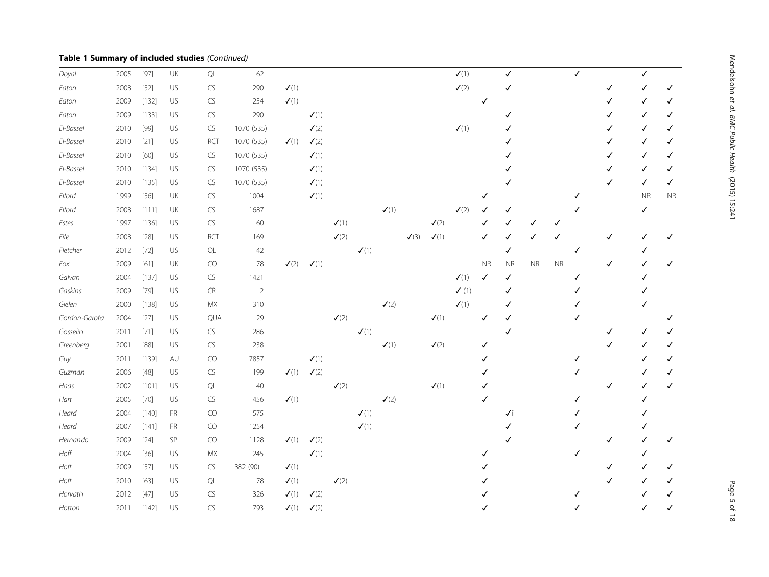**Table 1 Summary of included studies** *(Continued)*

| | | | | | | | | | | | | | | | | | | | | | |
|---|---|---|---|---|---|---|---|---|---|---|---|---|---|---|---|---|---|---|---|---|---|
| *Doyal* | 2005 | [97] | UK | QL | 62 | | | | | | | | ✓(1) | | ✓ | | | ✓ | | ✓ | |
| *Eaton* | 2008 | [52] | US | CS | 290 | ✓(1) | | | | | | | ✓(2) | | ✓ | | | | ✓ | ✓ | ✓ |
| *Eaton* | 2009 | [132] | US | CS | 254 | ✓(1) | | | | | | | | ✓ | | | | | ✓ | ✓ | ✓ |
| *Eaton* | 2009 | [133] | US | CS | 290 | | ✓(1) | | | | | | | | ✓ | | | | ✓ | ✓ | ✓ |
| *El-Bassel* | 2010 | [99] | US | CS | 1070 (535) | | ✓(2) | | | | | | ✓(1) | | ✓ | | | | ✓ | ✓ | ✓ |
| *El-Bassel* | 2010 | [21] | US | RCT | 1070 (535) | ✓(1) | ✓(2) | | | | | | | | ✓ | | | | ✓ | ✓ | ✓ |
| *El-Bassel* | 2010 | [60] | US | CS | 1070 (535) | | ✓(1) | | | | | | | | ✓ | | | | ✓ | ✓ | ✓ |
| *El-Bassel* | 2010 | [134] | US | CS | 1070 (535) | | ✓(1) | | | | | | | | ✓ | | | | ✓ | ✓ | ✓ |
| *El-Bassel* | 2010 | [135] | US | CS | 1070 (535) | | ✓(1) | | | | | | | | ✓ | | | | ✓ | ✓ | ✓ |
| *Elford* | 1999 | [56] | UK | CS | 1004 | | ✓(1) | | | | | | | ✓ | | | | ✓ | | NR | NR |
| *Elford* | 2008 | [111] | UK | CS | 1687 | | | | | ✓(1) | | | ✓(2) | ✓ | ✓ | | | ✓ | | ✓ | |
| *Estes* | 1997 | [136] | US | CS | 60 | | | ✓(1) | | | | ✓(2) | | ✓ | ✓ | ✓ | ✓ | | | | |
| *Fife* | 2008 | [28] | US | RCT | 169 | | | ✓(2) | | | ✓(3) | ✓(1) | | ✓ | ✓ | ✓ | ✓ | | ✓ | ✓ | ✓ |
| *Fletcher* | 2012 | [72] | US | QL | 42 | | | | ✓(1) | | | | | | ✓ | | | ✓ | | ✓ | |
| *Fox* | 2009 | [61] | UK | CO | 78 | ✓(2) | ✓(1) | | | | | | | NR | NR | NR | NR | | ✓ | ✓ | ✓ |
| *Galvan* | 2004 | [137] | US | CS | 1421 | | | | | | | | ✓(1) | ✓ | ✓ | | | ✓ | | ✓ | |
| *Gaskins* | 2009 | [79] | US | CR | 2 | | | | | | | | ✓ (1) | | ✓ | | | ✓ | | ✓ | |
| *Gielen* | 2000 | [138] | US | MX | 310 | | | | | ✓(2) | | | ✓(1) | | ✓ | | | ✓ | | ✓ | |
| *Gordon-Garofa* | 2004 | [27] | US | QUA | 29 | | | ✓(2) | | | | ✓(1) | | ✓ | ✓ | | | ✓ | | | ✓ |
| *Gosselin* | 2011 | [71] | US | CS | 286 | | | | ✓(1) | | | | | | ✓ | | | | ✓ | ✓ | ✓ |
| *Greenberg* | 2001 | [88] | US | CS | 238 | | | | | ✓(1) | | ✓(2) | | ✓ | | | | | ✓ | ✓ | ✓ |
| *Guy* | 2011 | [139] | AU | CO | 7857 | | ✓(1) | | | | | | | ✓ | | | | ✓ | | ✓ | ✓ |
| *Guzman* | 2006 | [48] | US | CS | 199 | ✓(1) | ✓(2) | | | | | | | ✓ | | | | ✓ | | ✓ | ✓ |
| *Haas* | 2002 | [101] | US | QL | 40 | | | ✓(2) | | | | ✓(1) | | ✓ | | | | | ✓ | ✓ | ✓ |
| *Hart* | 2005 | [70] | US | CS | 456 | ✓(1) | | | | ✓(2) | | | | ✓ | | | | ✓ | | ✓ | |
| *Heard* | 2004 | [140] | FR | CO | 575 | | | | ✓(1) | | | | | | ✓ii | | | ✓ | | ✓ | |
| *Heard* | 2007 | [141] | FR | CO | 1254 | | | | ✓(1) | | | | | | ✓ | | | ✓ | | ✓ | |
| *Hernando* | 2009 | [24] | SP | CO | 1128 | ✓(1) | ✓(2) | | | | | | | | ✓ | | | | ✓ | ✓ | ✓ |
| *Hoff* | 2004 | [36] | US | MX | 245 | | ✓(1) | | | | | | | ✓ | | | | ✓ | | ✓ | |
| *Hoff* | 2009 | [57] | US | CS | 382 (90) | ✓(1) | | | | | | | | ✓ | | | | | ✓ | ✓ | ✓ |
| *Hoff* | 2010 | [63] | US | QL | 78 | ✓(1) | | ✓(2) | | | | | | ✓ | | | | | ✓ | ✓ | ✓ |
| *Horvath* | 2012 | [47] | US | CS | 326 | ✓(1) | ✓(2) | | | | | | | ✓ | | | | ✓ | | ✓ | ✓ |
| *Hotton* | 2011 | [142] | US | CS | 793 | ✓(1) | ✓(2) | | | | | | | ✓ | | | | ✓ | | ✓ | ✓ |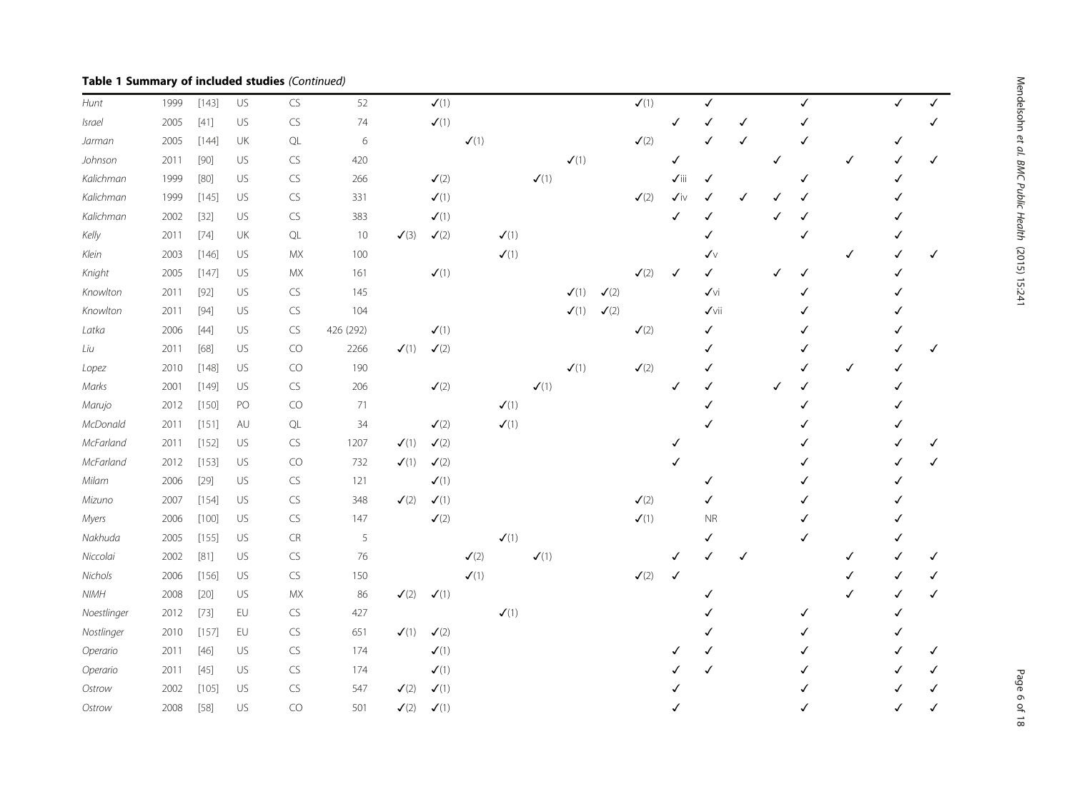**Table 1 Summary of included studies** *(Continued)*

| | | | | | | | | | | | | | | | | | | | | | |
|---|---|---|---|---|---|---|---|---|---|---|---|---|---|---|---|---|---|---|---|---|---|
| *Hunt* | 1999 | [143] | US | CS | 52 | | ✓(1) | | | | | | ✓(1) | | ✓ | | | ✓ | | ✓ | ✓ |
| *Israel* | 2005 | [41] | US | CS | 74 | | ✓(1) | | | | | | | ✓ | ✓ | ✓ | | ✓ | | | ✓ |
| *Jarman* | 2005 | [144] | UK | QL | 6 | | | ✓(1) | | | | | ✓(2) | | ✓ | ✓ | | ✓ | | ✓ | |
| *Johnson* | 2011 | [90] | US | CS | 420 | | | | | | ✓(1) | | | ✓ | | | ✓ | | ✓ | ✓ | ✓ |
| *Kalichman* | 1999 | [80] | US | CS | 266 | | ✓(2) | | | ✓(1) | | | | ✓iii | ✓ | | | ✓ | | ✓ | |
| *Kalichman* | 1999 | [145] | US | CS | 331 | | ✓(1) | | | | | | ✓(2) | ✓iv | ✓ | ✓ | ✓ | ✓ | | ✓ | |
| *Kalichman* | 2002 | [32] | US | CS | 383 | | ✓(1) | | | | | | | ✓ | ✓ | | ✓ | ✓ | | ✓ | |
| *Kelly* | 2011 | [74] | UK | QL | 10 | ✓(3) | ✓(2) | | ✓(1) | | | | | | ✓ | | | ✓ | | ✓ | |
| *Klein* | 2003 | [146] | US | MX | 100 | | | | ✓(1) | | | | | | ✓v | | | | ✓ | ✓ | ✓ |
| *Knight* | 2005 | [147] | US | MX | 161 | | ✓(1) | | | | | | ✓(2) | ✓ | ✓ | | ✓ | ✓ | | ✓ | |
| *Knowlton* | 2011 | [92] | US | CS | 145 | | | | | | ✓(1) | ✓(2) | | | ✓vi | | | ✓ | | ✓ | |
| *Knowlton* | 2011 | [94] | US | CS | 104 | | | | | | ✓(1) | ✓(2) | | | ✓vii | | | ✓ | | ✓ | |
| *Latka* | 2006 | [44] | US | CS | 426 (292) | | ✓(1) | | | | | | ✓(2) | | ✓ | | | ✓ | | ✓ | |
| *Liu* | 2011 | [68] | US | CO | 2266 | ✓(1) | ✓(2) | | | | | | | | ✓ | | | ✓ | | ✓ | ✓ |
| *Lopez* | 2010 | [148] | US | CO | 190 | | | | | | ✓(1) | | ✓(2) | | ✓ | | | ✓ | ✓ | ✓ | |
| *Marks* | 2001 | [149] | US | CS | 206 | | ✓(2) | | | ✓(1) | | | | ✓ | ✓ | | ✓ | ✓ | | ✓ | |
| *Marujo* | 2012 | [150] | PO | CO | 71 | | | | ✓(1) | | | | | | ✓ | | | ✓ | | ✓ | |
| *McDonald* | 2011 | [151] | AU | QL | 34 | | ✓(2) | | ✓(1) | | | | | | ✓ | | | ✓ | | ✓ | |
| *McFarland* | 2011 | [152] | US | CS | 1207 | ✓(1) | ✓(2) | | | | | | | ✓ | | | | ✓ | | ✓ | ✓ |
| *McFarland* | 2012 | [153] | US | CO | 732 | ✓(1) | ✓(2) | | | | | | | ✓ | | | | ✓ | | ✓ | ✓ |
| *Milam* | 2006 | [29] | US | CS | 121 | | ✓(1) | | | | | | | | ✓ | | | ✓ | | ✓ | |
| *Mizuno* | 2007 | [154] | US | CS | 348 | ✓(2) | ✓(1) | | | | | | ✓(2) | | ✓ | | | ✓ | | ✓ | |
| *Myers* | 2006 | [100] | US | CS | 147 | | ✓(2) | | | | | | ✓(1) | | NR | | | ✓ | | ✓ | |
| *Nakhuda* | 2005 | [155] | US | CR | 5 | | | | ✓(1) | | | | | | ✓ | | | ✓ | | ✓ | |
| *Niccolai* | 2002 | [81] | US | CS | 76 | | | ✓(2) | | ✓(1) | | | | ✓ | ✓ | ✓ | | | ✓ | ✓ | ✓ |
| *Nichols* | 2006 | [156] | US | CS | 150 | | | ✓(1) | | | | | ✓(2) | ✓ | | | | | ✓ | ✓ | ✓ |
| *NIMH* | 2008 | [20] | US | MX | 86 | ✓(2) | ✓(1) | | | | | | | | ✓ | | | | ✓ | ✓ | ✓ |
| *Noestlinger* | 2012 | [73] | EU | CS | 427 | | | | ✓(1) | | | | | | ✓ | | | ✓ | | ✓ | |
| *Nostlinger* | 2010 | [157] | EU | CS | 651 | ✓(1) | ✓(2) | | | | | | | | ✓ | | | ✓ | | ✓ | |
| *Operario* | 2011 | [46] | US | CS | 174 | | ✓(1) | | | | | | | ✓ | ✓ | | | ✓ | | ✓ | ✓ |
| *Operario* | 2011 | [45] | US | CS | 174 | | ✓(1) | | | | | | | ✓ | ✓ | | | ✓ | | ✓ | ✓ |
| *Ostrow* | 2002 | [105] | US | CS | 547 | ✓(2) | ✓(1) | | | | | | | ✓ | | | | ✓ | | ✓ | ✓ |
| *Ostrow* | 2008 | [58] | US | CO | 501 | ✓(2) | ✓(1) | | | | | | | ✓ | | | | ✓ | | ✓ | ✓ |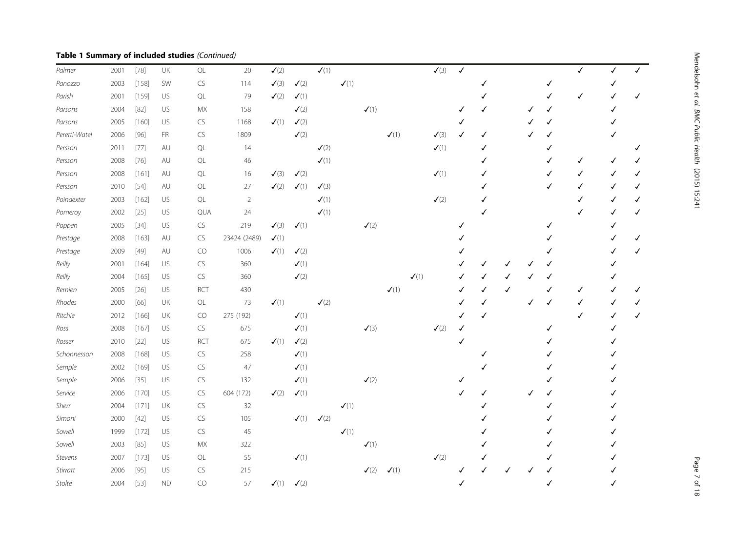**Table 1 Summary of included studies** *(Continued)*

| | | | | | | | | | | | | | | | | | | | | | |
|---|---|---|---|---|---|---|---|---|---|---|---|---|---|---|---|---|---|---|---|---|---|
| *Palmer* | 2001 | [78] | UK | QL | 20 | ✓(2) | | ✓(1) | | | | | ✓(3) | ✓ | | | | | ✓ | ✓ | ✓ |
| *Panozzo* | 2003 | [158] | SW | CS | 114 | ✓(3) | ✓(2) | | ✓(1) | | | | | | ✓ | | | ✓ | | ✓ | |
| *Parish* | 2001 | [159] | US | QL | 79 | ✓(2) | ✓(1) | | | | | | | | ✓ | | | ✓ | ✓ | ✓ | ✓ |
| *Parsons* | 2004 | [82] | US | MX | 158 | | ✓(2) | | | ✓(1) | | | | ✓ | ✓ | | ✓ | ✓ | | ✓ | |
| *Parsons* | 2005 | [160] | US | CS | 1168 | ✓(1) | ✓(2) | | | | | | | ✓ | | | ✓ | ✓ | | ✓ | |
| *Peretti-Watel* | 2006 | [96] | FR | CS | 1809 | | ✓(2) | | | | ✓(1) | | ✓(3) | ✓ | ✓ | | ✓ | ✓ | | ✓ | |
| *Persson* | 2011 | [77] | AU | QL | 14 | | | ✓(2) | | | | | ✓(1) | | ✓ | | | ✓ | | | ✓ |
| *Persson* | 2008 | [76] | AU | QL | 46 | | | ✓(1) | | | | | | | ✓ | | | ✓ | ✓ | ✓ | ✓ |
| *Persson* | 2008 | [161] | AU | QL | 16 | ✓(3) | ✓(2) | | | | | | ✓(1) | | ✓ | | | ✓ | ✓ | ✓ | ✓ |
| *Persson* | 2010 | [54] | AU | QL | 27 | ✓(2) | ✓(1) | ✓(3) | | | | | | | ✓ | | | ✓ | ✓ | ✓ | ✓ |
| *Poindexter* | 2003 | [162] | US | QL | 2 | | | ✓(1) | | | | | ✓(2) | | ✓ | | | | ✓ | ✓ | ✓ |
| *Pomeroy* | 2002 | [25] | US | QUA | 24 | | | ✓(1) | | | | | | | ✓ | | | | ✓ | ✓ | ✓ |
| *Poppen* | 2005 | [34] | US | CS | 219 | ✓(3) | ✓(1) | | | ✓(2) | | | | ✓ | | | | ✓ | | ✓ | |
| *Prestage* | 2008 | [163] | AU | CS | 23424 (2489) | ✓(1) | | | | | | | | ✓ | | | | ✓ | | ✓ | ✓ |
| *Prestage* | 2009 | [49] | AU | CO | 1006 | ✓(1) | ✓(2) | | | | | | | ✓ | | | | ✓ | | ✓ | ✓ |
| *Reilly* | 2001 | [164] | US | CS | 360 | | ✓(1) | | | | | | | ✓ | ✓ | ✓ | ✓ | ✓ | | ✓ | |
| *Reilly* | 2004 | [165] | US | CS | 360 | | ✓(2) | | | | | ✓(1) | | ✓ | ✓ | ✓ | ✓ | ✓ | | ✓ | |
| *Remien* | 2005 | [26] | US | RCT | 430 | | | | | | ✓(1) | | | ✓ | ✓ | ✓ | | ✓ | ✓ | ✓ | ✓ |
| *Rhodes* | 2000 | [66] | UK | QL | 73 | ✓(1) | | ✓(2) | | | | | | ✓ | ✓ | | ✓ | ✓ | ✓ | ✓ | ✓ |
| *Ritchie* | 2012 | [166] | UK | CO | 275 (192) | | ✓(1) | | | | | | | ✓ | ✓ | | | | ✓ | ✓ | ✓ |
| *Ross* | 2008 | [167] | US | CS | 675 | | ✓(1) | | | ✓(3) | | | ✓(2) | ✓ | | | | ✓ | | ✓ | |
| *Rosser* | 2010 | [22] | US | RCT | 675 | ✓(1) | ✓(2) | | | | | | | ✓ | | | | ✓ | | ✓ | |
| *Schonnesson* | 2008 | [168] | US | CS | 258 | | ✓(1) | | | | | | | | ✓ | | | ✓ | | ✓ | |
| *Semple* | 2002 | [169] | US | CS | 47 | | ✓(1) | | | | | | | | ✓ | | | ✓ | | ✓ | |
| *Semple* | 2006 | [35] | US | CS | 132 | | ✓(1) | | | ✓(2) | | | | ✓ | | | | ✓ | | ✓ | |
| *Service* | 2006 | [170] | US | CS | 604 (172) | ✓(2) | ✓(1) | | | | | | | ✓ | ✓ | | ✓ | ✓ | | ✓ | |
| *Sherr* | 2004 | [171] | UK | CS | 32 | | | | ✓(1) | | | | | | ✓ | | | ✓ | | ✓ | |
| *Simoni* | 2000 | [42] | US | CS | 105 | | ✓(1) | ✓(2) | | | | | | | ✓ | | | ✓ | | ✓ | |
| *Sowell* | 1999 | [172] | US | CS | 45 | | | | ✓(1) | | | | | | ✓ | | | ✓ | | ✓ | |
| *Sowell* | 2003 | [85] | US | MX | 322 | | | | | ✓(1) | | | | | ✓ | | | ✓ | | ✓ | |
| *Stevens* | 2007 | [173] | US | QL | 55 | | ✓(1) | | | | | | ✓(2) | | ✓ | | | ✓ | | ✓ | |
| *Stirratt* | 2006 | [95] | US | CS | 215 | | | | | ✓(2) | ✓(1) | | | ✓ | ✓ | ✓ | ✓ | ✓ | | ✓ | |
| *Stolte* | 2004 | [53] | ND | CO | 57 | ✓(1) | ✓(2) | | | | | | | ✓ | | | | ✓ | | ✓ | |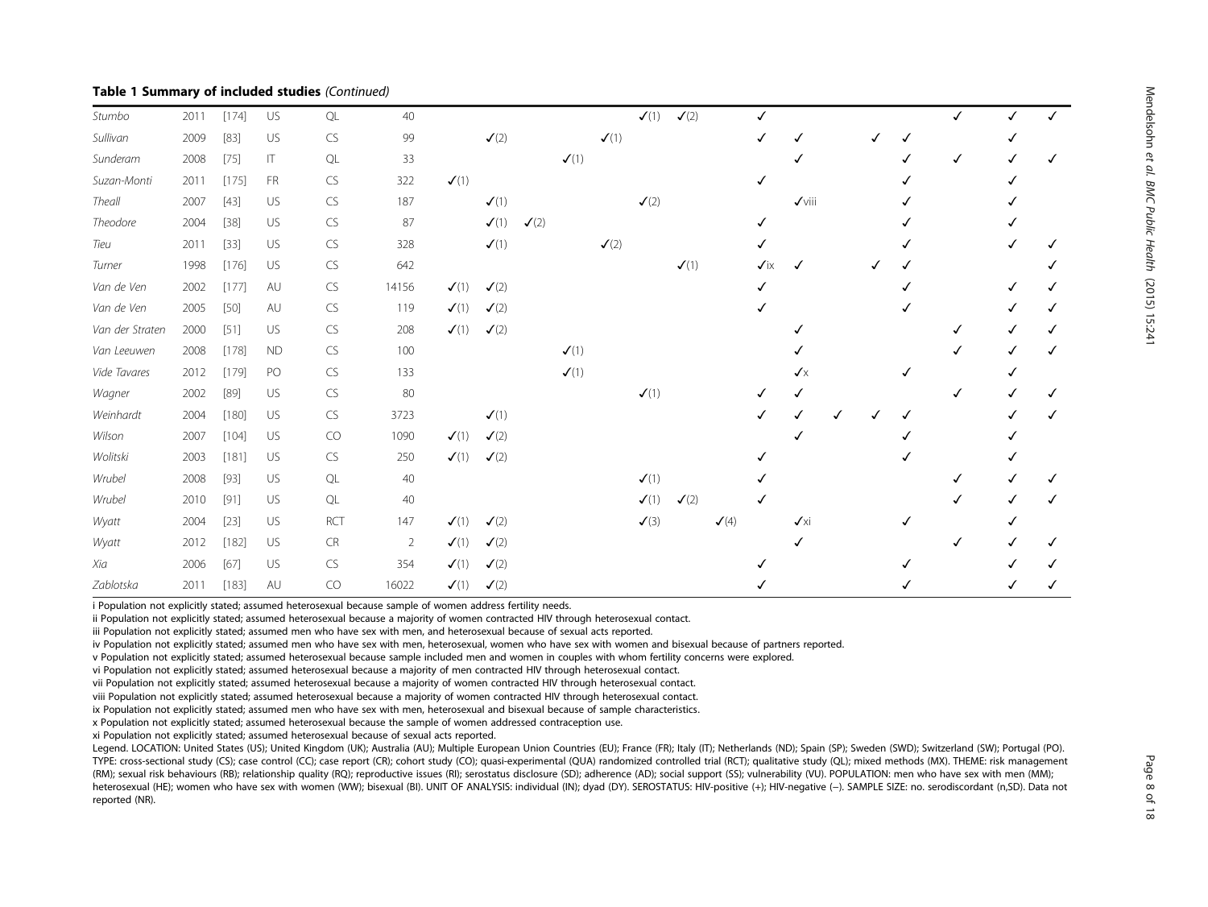**Table 1 Summary of included studies** *(Continued)*

| | | | | | | | | | | | | | | | | | | | | | |
|---|---|---|---|---|---|---|---|---|---|---|---|---|---|---|---|---|---|---|---|---|---|
| *Stumbo* | 2011 | [174] | US | QL | 40 | | | | | | ✓(1) | ✓(2) | | ✓ | | | | | ✓ | ✓ | ✓ |
| *Sullivan* | 2009 | [83] | US | CS | 99 | | ✓(2) | | | ✓(1) | | | | ✓ | ✓ | | ✓ | ✓ | | ✓ | |
| *Sunderam* | 2008 | [75] | IT | QL | 33 | | | | ✓(1) | | | | | | ✓ | | | ✓ | ✓ | ✓ | ✓ |
| *Suzan-Monti* | 2011 | [175] | FR | CS | 322 | ✓(1) | | | | | | | | ✓ | | | | ✓ | | ✓ | |
| *Theall* | 2007 | [43] | US | CS | 187 | | ✓(1) | | | | ✓(2) | | | | ✓viii | | | ✓ | | ✓ | |
| *Theodore* | 2004 | [38] | US | CS | 87 | | ✓(1) | ✓(2) | | | | | | ✓ | | | | ✓ | | ✓ | |
| *Tieu* | 2011 | [33] | US | CS | 328 | | ✓(1) | | | ✓(2) | | | | ✓ | | | | ✓ | | ✓ | ✓ |
| *Turner* | 1998 | [176] | US | CS | 642 | | | | | | | ✓(1) | | ✓ix | ✓ | | ✓ | ✓ | | | ✓ |
| *Van de Ven* | 2002 | [177] | AU | CS | 14156 | ✓(1) | ✓(2) | | | | | | | ✓ | | | | ✓ | | ✓ | ✓ |
| *Van de Ven* | 2005 | [50] | AU | CS | 119 | ✓(1) | ✓(2) | | | | | | | ✓ | | | | ✓ | | ✓ | ✓ |
| *Van der Straten* | 2000 | [51] | US | CS | 208 | ✓(1) | ✓(2) | | | | | | | | ✓ | | | | ✓ | ✓ | ✓ |
| *Van Leeuwen* | 2008 | [178] | ND | CS | 100 | | | | ✓(1) | | | | | | ✓ | | | | ✓ | ✓ | ✓ |
| *Vide Tavares* | 2012 | [179] | PO | CS | 133 | | | | ✓(1) | | | | | | ✓x | | | ✓ | | ✓ | |
| *Wagner* | 2002 | [89] | US | CS | 80 | | | | | | ✓(1) | | | ✓ | ✓ | | | | ✓ | ✓ | ✓ |
| *Weinhardt* | 2004 | [180] | US | CS | 3723 | | ✓(1) | | | | | | | ✓ | ✓ | ✓ | ✓ | ✓ | | ✓ | ✓ |
| *Wilson* | 2007 | [104] | US | CO | 1090 | ✓(1) | ✓(2) | | | | | | | | ✓ | | | ✓ | | ✓ | |
| *Wolitski* | 2003 | [181] | US | CS | 250 | ✓(1) | ✓(2) | | | | | | | ✓ | | | | ✓ | | ✓ | |
| *Wrubel* | 2008 | [93] | US | QL | 40 | | | | | | ✓(1) | | | ✓ | | | | | ✓ | ✓ | ✓ |
| *Wrubel* | 2010 | [91] | US | QL | 40 | | | | | | ✓(1) | ✓(2) | | ✓ | | | | | ✓ | ✓ | ✓ |
| *Wyatt* | 2004 | [23] | US | RCT | 147 | ✓(1) | ✓(2) | | | | ✓(3) | | ✓(4) | | ✓xi | | | ✓ | | ✓ | |
| *Wyatt* | 2012 | [182] | US | CR | 2 | ✓(1) | ✓(2) | | | | | | | | ✓ | | | | ✓ | ✓ | ✓ |
| *Xia* | 2006 | [67] | US | CS | 354 | ✓(1) | ✓(2) | | | | | | | ✓ | | | | ✓ | | ✓ | ✓ |
| *Zablotska* | 2011 | [183] | AU | CO | 16022 | ✓(1) | ✓(2) | | | | | | | ✓ | | | | ✓ | | ✓ | ✓ |

i Population not explicitly stated; assumed heterosexual because sample of women address fertility needs.

ii Population not explicitly stated; assumed heterosexual because a majority of women contracted HIV through heterosexual contact.

iii Population not explicitly stated; assumed men who have sex with men, and heterosexual because of sexual acts reported.

iv Population not explicitly stated; assumed men who have sex with men, heterosexual, women who have sex with women and bisexual because of partners reported.

v Population not explicitly stated; assumed heterosexual because sample included men and women in couples with whom fertility concerns were explored.

vi Population not explicitly stated; assumed heterosexual because a majority of men contracted HIV through heterosexual contact.

vii Population not explicitly stated; assumed heterosexual because a majority of women contracted HIV through heterosexual contact.

viii Population not explicitly stated; assumed heterosexual because a majority of women contracted HIV through heterosexual contact.

ix Population not explicitly stated; assumed men who have sex with men, heterosexual and bisexual because of sample characteristics.

x Population not explicitly stated; assumed heterosexual because the sample of women addressed contraception use.

xi Population not explicitly stated; assumed heterosexual because of sexual acts reported.

Legend. LOCATION: United States (US); United Kingdom (UK); Australia (AU); Multiple European Union Countries (EU); France (FR); Italy (IT); Netherlands (ND); Spain (SP); Sweden (SWD); Switzerland (SW); Portugal (PO). TYPE: cross-sectional study (CS); case control (CC); case report (CR); cohort study (CO); quasi-experimental (QUA) randomized controlled trial (RCT); qualitative study (QL); mixed methods (MX). THEME: risk management (RM); sexual risk behaviours (RB); relationship quality (RQ); reproductive issues (RI); serostatus disclosure (SD); adherence (AD); social support (SS); vulnerability (VU). POPULATION: men who have sex with men (MM); heterosexual (HE); women who have sex with women (WW); bisexual (BI). UNIT OF ANALYSIS: individual (IN); dyad (DY). SEROSTATUS: HIV-positive (+); HIV-negative (−). SAMPLE SIZE: no. serodiscordant (n,SD). Data not reported (NR).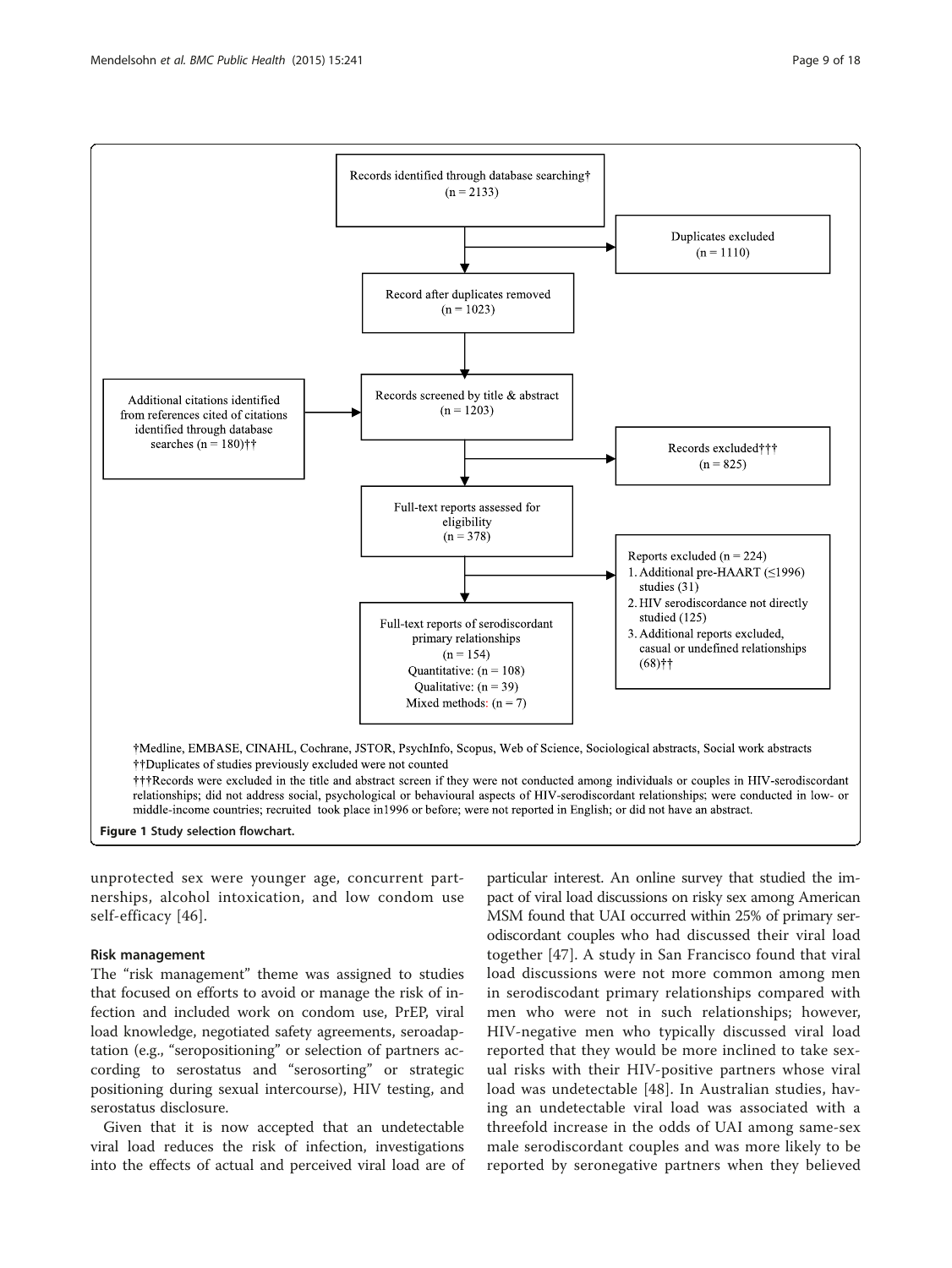Records identified through database searching†
(n = 2133)

Duplicates excluded
(n = 1110)

Record after duplicates removed
(n = 1023)

Additional citations identified from references cited of citations identified through database searches (n = 180)††

Records screened by title & abstract
(n = 1203)

Records excluded†††
(n = 825)

Full-text reports assessed for eligibility
(n = 378)

Reports excluded (n = 224)
1. Additional pre-HAART (≤1996) studies (31)
2. HIV serodiscordance not directly studied (125)
3. Additional reports excluded, casual or undefined relationships (68)††

Full-text reports of serodiscordant primary relationships
(n = 154)
Quantitative: (n = 108)
Qualitative: (n = 39)
Mixed methods: (n = 7)

†Medline, EMBASE, CINAHL, Cochrane, JSTOR, PsychInfo, Scopus, Web of Science, Sociological abstracts, Social work abstracts
††Duplicates of studies previously excluded were not counted
†††Records were excluded in the title and abstract screen if they were not conducted among individuals or couples in HIV-serodiscordant relationships; did not address social, psychological or behavioural aspects of HIV-serodiscordant relationships; were conducted in low- or middle-income countries; recruited took place in1996 or before; were not reported in English; or did not have an abstract.

**Figure 1** Study selection flowchart.

unprotected sex were younger age, concurrent partnerships, alcohol intoxication, and low condom use self-efficacy [46].

#### Risk management

The "risk management" theme was assigned to studies that focused on efforts to avoid or manage the risk of infection and included work on condom use, PrEP, viral load knowledge, negotiated safety agreements, seroadaptation (e.g., "seropositioning" or selection of partners according to serostatus and "serosorting" or strategic positioning during sexual intercourse), HIV testing, and serostatus disclosure.

Given that it is now accepted that an undetectable viral load reduces the risk of infection, investigations into the effects of actual and perceived viral load are of particular interest. An online survey that studied the impact of viral load discussions on risky sex among American MSM found that UAI occurred within 25% of primary serodiscordant couples who had discussed their viral load together [47]. A study in San Francisco found that viral load discussions were not more common among men in serodiscodant primary relationships compared with men who were not in such relationships; however, HIV-negative men who typically discussed viral load reported that they would be more inclined to take sexual risks with their HIV-positive partners whose viral load was undetectable [48]. In Australian studies, having an undetectable viral load was associated with a threefold increase in the odds of UAI among same-sex male serodiscordant couples and was more likely to be reported by seronegative partners when they believed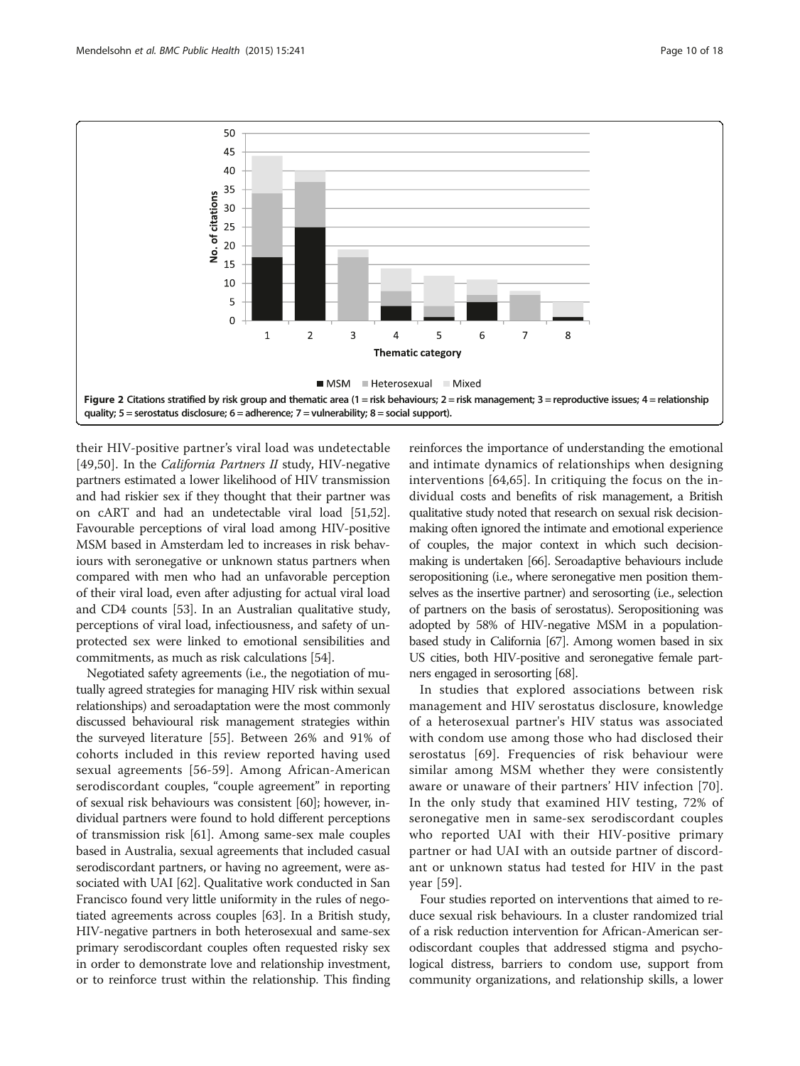50
45
40
35
30
25
20
15
10
5
0

No. of citations

1 2 3 4 5 6 7 8

Thematic category

■ MSM ■ Heterosexual ■ Mixed

**Figure 2** Citations stratified by risk group and thematic area (1 = risk behaviours; 2 = risk management; 3 = reproductive issues; 4 = relationship quality; 5 = serostatus disclosure; 6 = adherence; 7 = vulnerability; 8 = social support).

their HIV-positive partner's viral load was undetectable [49,50]. In the *California Partners II* study, HIV-negative partners estimated a lower likelihood of HIV transmission and had riskier sex if they thought that their partner was on cART and had an undetectable viral load [51,52]. Favourable perceptions of viral load among HIV-positive MSM based in Amsterdam led to increases in risk behaviours with seronegative or unknown status partners when compared with men who had an unfavorable perception of their viral load, even after adjusting for actual viral load and CD4 counts [53]. In an Australian qualitative study, perceptions of viral load, infectiousness, and safety of unprotected sex were linked to emotional sensibilities and commitments, as much as risk calculations [54].

Negotiated safety agreements (i.e., the negotiation of mutually agreed strategies for managing HIV risk within sexual relationships) and seroadaptation were the most commonly discussed behavioural risk management strategies within the surveyed literature [55]. Between 26% and 91% of cohorts included in this review reported having used sexual agreements [56-59]. Among African-American serodiscordant couples, "couple agreement" in reporting of sexual risk behaviours was consistent [60]; however, individual partners were found to hold different perceptions of transmission risk [61]. Among same-sex male couples based in Australia, sexual agreements that included casual serodiscordant partners, or having no agreement, were associated with UAI [62]. Qualitative work conducted in San Francisco found very little uniformity in the rules of negotiated agreements across couples [63]. In a British study, HIV-negative partners in both heterosexual and same-sex primary serodiscordant couples often requested risky sex in order to demonstrate love and relationship investment, or to reinforce trust within the relationship. This finding reinforces the importance of understanding the emotional and intimate dynamics of relationships when designing interventions [64,65]. In critiquing the focus on the individual costs and benefits of risk management, a British qualitative study noted that research on sexual risk decision-making often ignored the intimate and emotional experience of couples, the major context in which such decision-making is undertaken [66]. Seroadaptive behaviours include seropositioning (i.e., where seronegative men position themselves as the insertive partner) and serosorting (i.e., selection of partners on the basis of serostatus). Seropositioning was adopted by 58% of HIV-negative MSM in a population-based study in California [67]. Among women based in six US cities, both HIV-positive and seronegative female partners engaged in serosorting [68].

In studies that explored associations between risk management and HIV serostatus disclosure, knowledge of a heterosexual partner's HIV status was associated with condom use among those who had disclosed their serostatus [69]. Frequencies of risk behaviour were similar among MSM whether they were consistently aware or unaware of their partners' HIV infection [70]. In the only study that examined HIV testing, 72% of seronegative men in same-sex serodiscordant couples who reported UAI with their HIV-positive primary partner or had UAI with an outside partner of discordant or unknown status had tested for HIV in the past year [59].

Four studies reported on interventions that aimed to reduce sexual risk behaviours. In a cluster randomized trial of a risk reduction intervention for African-American serodiscordant couples that addressed stigma and psychological distress, barriers to condom use, support from community organizations, and relationship skills, a lower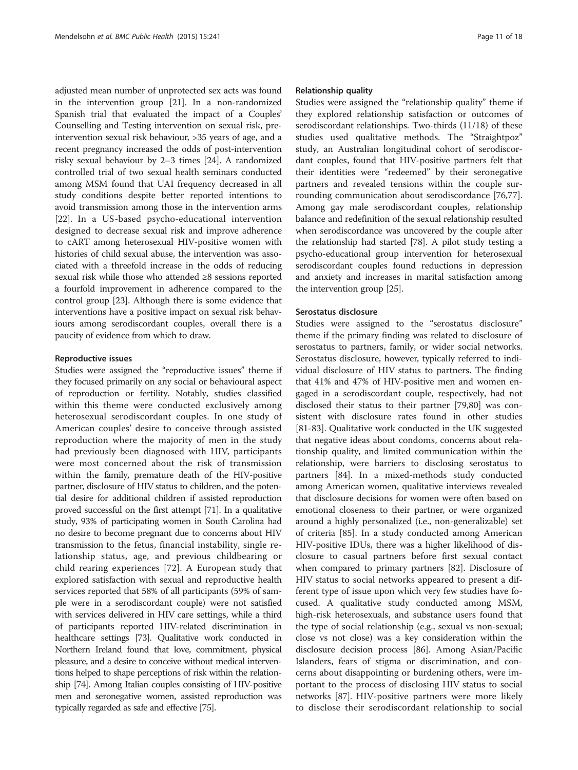adjusted mean number of unprotected sex acts was found in the intervention group [21]. In a non-randomized Spanish trial that evaluated the impact of a Couples' Counselling and Testing intervention on sexual risk, pre-intervention sexual risk behaviour, >35 years of age, and a recent pregnancy increased the odds of post-intervention risky sexual behaviour by 2–3 times [24]. A randomized controlled trial of two sexual health seminars conducted among MSM found that UAI frequency decreased in all study conditions despite better reported intentions to avoid transmission among those in the intervention arms [22]. In a US-based psycho-educational intervention designed to decrease sexual risk and improve adherence to cART among heterosexual HIV-positive women with histories of child sexual abuse, the intervention was associated with a threefold increase in the odds of reducing sexual risk while those who attended ≥8 sessions reported a fourfold improvement in adherence compared to the control group [23]. Although there is some evidence that interventions have a positive impact on sexual risk behaviours among serodiscordant couples, overall there is a paucity of evidence from which to draw.

#### Reproductive issues

Studies were assigned the "reproductive issues" theme if they focused primarily on any social or behavioural aspect of reproduction or fertility. Notably, studies classified within this theme were conducted exclusively among heterosexual serodiscordant couples. In one study of American couples' desire to conceive through assisted reproduction where the majority of men in the study had previously been diagnosed with HIV, participants were most concerned about the risk of transmission within the family, premature death of the HIV-positive partner, disclosure of HIV status to children, and the potential desire for additional children if assisted reproduction proved successful on the first attempt [71]. In a qualitative study, 93% of participating women in South Carolina had no desire to become pregnant due to concerns about HIV transmission to the fetus, financial instability, single relationship status, age, and previous childbearing or child rearing experiences [72]. A European study that explored satisfaction with sexual and reproductive health services reported that 58% of all participants (59% of sample were in a serodiscordant couple) were not satisfied with services delivered in HIV care settings, while a third of participants reported HIV-related discrimination in healthcare settings [73]. Qualitative work conducted in Northern Ireland found that love, commitment, physical pleasure, and a desire to conceive without medical interventions helped to shape perceptions of risk within the relationship [74]. Among Italian couples consisting of HIV-positive men and seronegative women, assisted reproduction was typically regarded as safe and effective [75].

#### Relationship quality

Studies were assigned the "relationship quality" theme if they explored relationship satisfaction or outcomes of serodiscordant relationships. Two-thirds (11/18) of these studies used qualitative methods. The "Straightpoz" study, an Australian longitudinal cohort of serodiscordant couples, found that HIV-positive partners felt that their identities were "redeemed" by their seronegative partners and revealed tensions within the couple surrounding communication about serodiscordance [76,77]. Among gay male serodiscordant couples, relationship balance and redefinition of the sexual relationship resulted when serodiscordance was uncovered by the couple after the relationship had started [78]. A pilot study testing a psycho-educational group intervention for heterosexual serodiscordant couples found reductions in depression and anxiety and increases in marital satisfaction among the intervention group [25].

#### Serostatus disclosure

Studies were assigned to the "serostatus disclosure" theme if the primary finding was related to disclosure of serostatus to partners, family, or wider social networks. Serostatus disclosure, however, typically referred to individual disclosure of HIV status to partners. The finding that 41% and 47% of HIV-positive men and women engaged in a serodiscordant couple, respectively, had not disclosed their status to their partner [79,80] was consistent with disclosure rates found in other studies [81-83]. Qualitative work conducted in the UK suggested that negative ideas about condoms, concerns about relationship quality, and limited communication within the relationship, were barriers to disclosing serostatus to partners [84]. In a mixed-methods study conducted among American women, qualitative interviews revealed that disclosure decisions for women were often based on emotional closeness to their partner, or were organized around a highly personalized (i.e., non-generalizable) set of criteria [85]. In a study conducted among American HIV-positive IDUs, there was a higher likelihood of disclosure to casual partners before first sexual contact when compared to primary partners [82]. Disclosure of HIV status to social networks appeared to present a different type of issue upon which very few studies have focused. A qualitative study conducted among MSM, high-risk heterosexuals, and substance users found that the type of social relationship (e.g., sexual vs non-sexual; close vs not close) was a key consideration within the disclosure decision process [86]. Among Asian/Pacific Islanders, fears of stigma or discrimination, and concerns about disappointing or burdening others, were important to the process of disclosing HIV status to social networks [87]. HIV-positive partners were more likely to disclose their serodiscordant relationship to social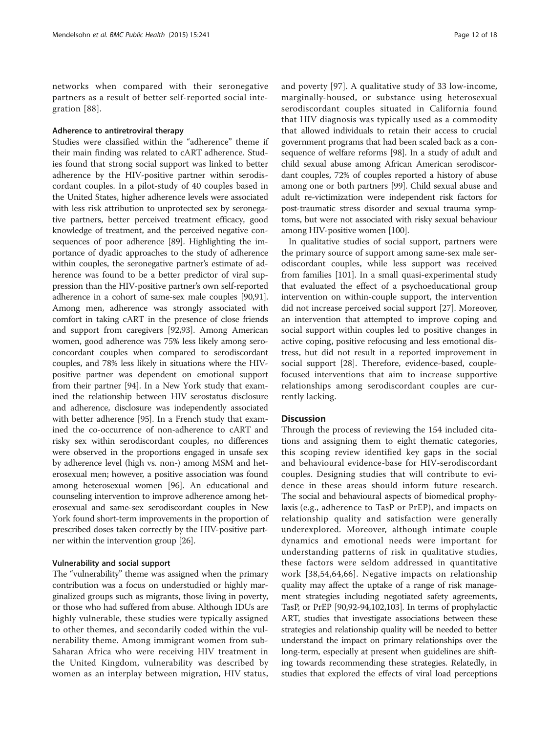networks when compared with their seronegative partners as a result of better self-reported social integration [88].

### Adherence to antiretroviral therapy

Studies were classified within the "adherence" theme if their main finding was related to cART adherence. Studies found that strong social support was linked to better adherence by the HIV-positive partner within serodiscordant couples. In a pilot-study of 40 couples based in the United States, higher adherence levels were associated with less risk attribution to unprotected sex by seronegative partners, better perceived treatment efficacy, good knowledge of treatment, and the perceived negative consequences of poor adherence [89]. Highlighting the importance of dyadic approaches to the study of adherence within couples, the seronegative partner's estimate of adherence was found to be a better predictor of viral suppression than the HIV-positive partner's own self-reported adherence in a cohort of same-sex male couples [90,91]. Among men, adherence was strongly associated with comfort in taking cART in the presence of close friends and support from caregivers [92,93]. Among American women, good adherence was 75% less likely among seroconcordant couples when compared to serodiscordant couples, and 78% less likely in situations where the HIV-positive partner was dependent on emotional support from their partner [94]. In a New York study that examined the relationship between HIV serostatus disclosure and adherence, disclosure was independently associated with better adherence [95]. In a French study that examined the co-occurrence of non-adherence to cART and risky sex within serodiscordant couples, no differences were observed in the proportions engaged in unsafe sex by adherence level (high vs. non-) among MSM and heterosexual men; however, a positive association was found among heterosexual women [96]. An educational and counseling intervention to improve adherence among heterosexual and same-sex serodiscordant couples in New York found short-term improvements in the proportion of prescribed doses taken correctly by the HIV-positive partner within the intervention group [26].

### Vulnerability and social support

The "vulnerability" theme was assigned when the primary contribution was a focus on understudied or highly marginalized groups such as migrants, those living in poverty, or those who had suffered from abuse. Although IDUs are highly vulnerable, these studies were typically assigned to other themes, and secondarily coded within the vulnerability theme. Among immigrant women from sub-Saharan Africa who were receiving HIV treatment in the United Kingdom, vulnerability was described by women as an interplay between migration, HIV status, and poverty [97]. A qualitative study of 33 low-income, marginally-housed, or substance using heterosexual serodiscordant couples situated in California found that HIV diagnosis was typically used as a commodity that allowed individuals to retain their access to crucial government programs that had been scaled back as a consequence of welfare reforms [98]. In a study of adult and child sexual abuse among African American serodiscordant couples, 72% of couples reported a history of abuse among one or both partners [99]. Child sexual abuse and adult re-victimization were independent risk factors for post-traumatic stress disorder and sexual trauma symptoms, but were not associated with risky sexual behaviour among HIV-positive women [100].

In qualitative studies of social support, partners were the primary source of support among same-sex male serodiscordant couples, while less support was received from families [101]. In a small quasi-experimental study that evaluated the effect of a psychoeducational group intervention on within-couple support, the intervention did not increase perceived social support [27]. Moreover, an intervention that attempted to improve coping and social support within couples led to positive changes in active coping, positive refocusing and less emotional distress, but did not result in a reported improvement in social support [28]. Therefore, evidence-based, couple-focused interventions that aim to increase supportive relationships among serodiscordant couples are currently lacking.

## Discussion

Through the process of reviewing the 154 included citations and assigning them to eight thematic categories, this scoping review identified key gaps in the social and behavioural evidence-base for HIV-serodiscordant couples. Designing studies that will contribute to evidence in these areas should inform future research. The social and behavioural aspects of biomedical prophylaxis (e.g., adherence to TasP or PrEP), and impacts on relationship quality and satisfaction were generally underexplored. Moreover, although intimate couple dynamics and emotional needs were important for understanding patterns of risk in qualitative studies, these factors were seldom addressed in quantitative work [38,54,64,66]. Negative impacts on relationship quality may affect the uptake of a range of risk management strategies including negotiated safety agreements, TasP, or PrEP [90,92-94,102,103]. In terms of prophylactic ART, studies that investigate associations between these strategies and relationship quality will be needed to better understand the impact on primary relationships over the long-term, especially at present when guidelines are shifting towards recommending these strategies. Relatedly, in studies that explored the effects of viral load perceptions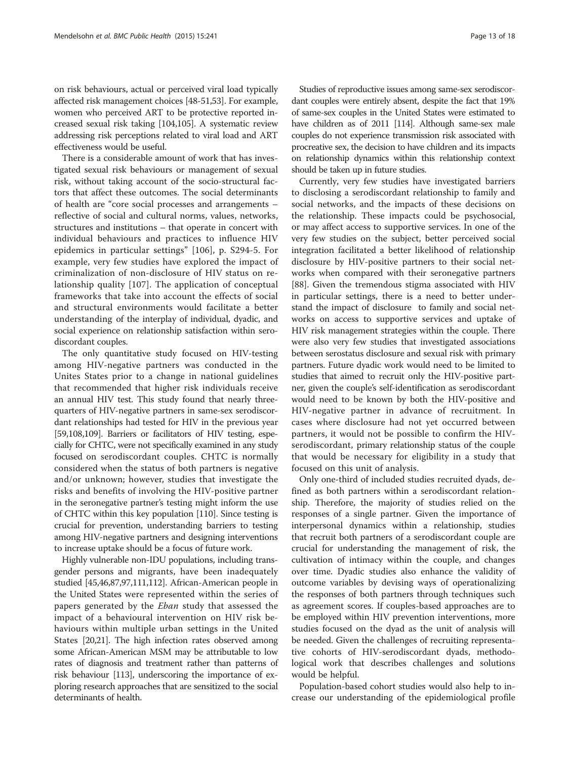on risk behaviours, actual or perceived viral load typically affected risk management choices [48-51,53]. For example, women who perceived ART to be protective reported increased sexual risk taking [104,105]. A systematic review addressing risk perceptions related to viral load and ART effectiveness would be useful.

There is a considerable amount of work that has investigated sexual risk behaviours or management of sexual risk, without taking account of the socio-structural factors that affect these outcomes. The social determinants of health are "core social processes and arrangements – reflective of social and cultural norms, values, networks, structures and institutions – that operate in concert with individual behaviours and practices to influence HIV epidemics in particular settings" [106], p. S294-5. For example, very few studies have explored the impact of criminalization of non-disclosure of HIV status on relationship quality [107]. The application of conceptual frameworks that take into account the effects of social and structural environments would facilitate a better understanding of the interplay of individual, dyadic, and social experience on relationship satisfaction within serodiscordant couples.

The only quantitative study focused on HIV-testing among HIV-negative partners was conducted in the Unites States prior to a change in national guidelines that recommended that higher risk individuals receive an annual HIV test. This study found that nearly three-quarters of HIV-negative partners in same-sex serodiscordant relationships had tested for HIV in the previous year [59,108,109]. Barriers or facilitators of HIV testing, especially for CHTC, were not specifically examined in any study focused on serodiscordant couples. CHTC is normally considered when the status of both partners is negative and/or unknown; however, studies that investigate the risks and benefits of involving the HIV-positive partner in the seronegative partner's testing might inform the use of CHTC within this key population [110]. Since testing is crucial for prevention, understanding barriers to testing among HIV-negative partners and designing interventions to increase uptake should be a focus of future work.

Highly vulnerable non-IDU populations, including transgender persons and migrants, have been inadequately studied [45,46,87,97,111,112]. African-American people in the United States were represented within the series of papers generated by the *Eban* study that assessed the impact of a behavioural intervention on HIV risk behaviours within multiple urban settings in the United States [20,21]. The high infection rates observed among some African-American MSM may be attributable to low rates of diagnosis and treatment rather than patterns of risk behaviour [113], underscoring the importance of exploring research approaches that are sensitized to the social determinants of health.

Studies of reproductive issues among same-sex serodiscordant couples were entirely absent, despite the fact that 19% of same-sex couples in the United States were estimated to have children as of 2011 [114]. Although same-sex male couples do not experience transmission risk associated with procreative sex, the decision to have children and its impacts on relationship dynamics within this relationship context should be taken up in future studies.

Currently, very few studies have investigated barriers to disclosing a serodiscordant relationship to family and social networks, and the impacts of these decisions on the relationship. These impacts could be psychosocial, or may affect access to supportive services. In one of the very few studies on the subject, better perceived social integration facilitated a better likelihood of relationship disclosure by HIV-positive partners to their social networks when compared with their seronegative partners [88]. Given the tremendous stigma associated with HIV in particular settings, there is a need to better understand the impact of disclosure to family and social networks on access to supportive services and uptake of HIV risk management strategies within the couple. There were also very few studies that investigated associations between serostatus disclosure and sexual risk with primary partners. Future dyadic work would need to be limited to studies that aimed to recruit only the HIV-positive partner, given the couple's self-identification as serodiscordant would need to be known by both the HIV-positive and HIV-negative partner in advance of recruitment. In cases where disclosure had not yet occurred between partners, it would not be possible to confirm the HIV-serodiscordant, primary relationship status of the couple that would be necessary for eligibility in a study that focused on this unit of analysis.

Only one-third of included studies recruited dyads, defined as both partners within a serodiscordant relationship. Therefore, the majority of studies relied on the responses of a single partner. Given the importance of interpersonal dynamics within a relationship, studies that recruit both partners of a serodiscordant couple are crucial for understanding the management of risk, the cultivation of intimacy within the couple, and changes over time. Dyadic studies also enhance the validity of outcome variables by devising ways of operationalizing the responses of both partners through techniques such as agreement scores. If couples-based approaches are to be employed within HIV prevention interventions, more studies focused on the dyad as the unit of analysis will be needed. Given the challenges of recruiting representative cohorts of HIV-serodiscordant dyads, methodological work that describes challenges and solutions would be helpful.

Population-based cohort studies would also help to increase our understanding of the epidemiological profile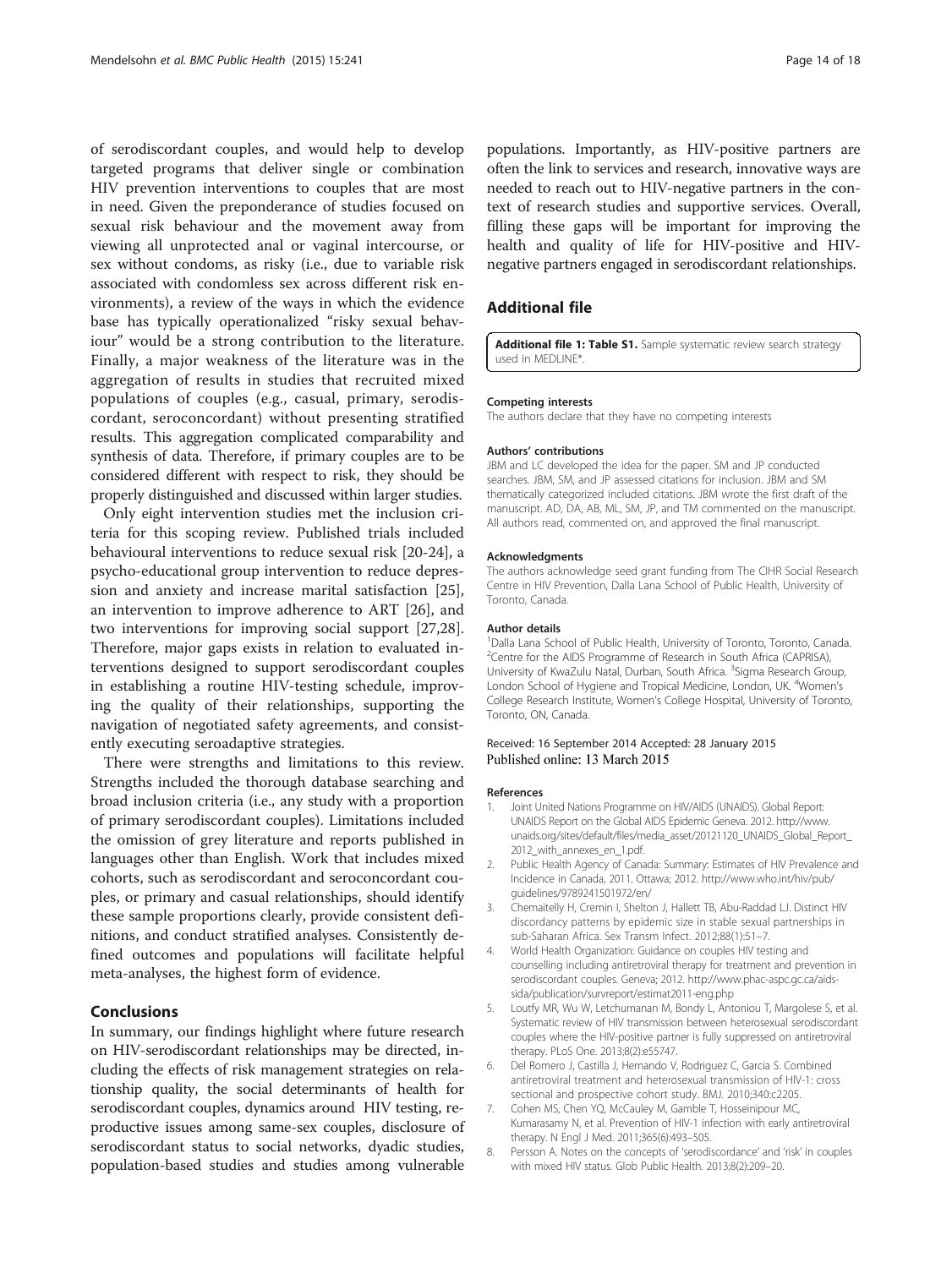of serodiscordant couples, and would help to develop targeted programs that deliver single or combination HIV prevention interventions to couples that are most in need. Given the preponderance of studies focused on sexual risk behaviour and the movement away from viewing all unprotected anal or vaginal intercourse, or sex without condoms, as risky (i.e., due to variable risk associated with condomless sex across different risk environments), a review of the ways in which the evidence base has typically operationalized "risky sexual behaviour" would be a strong contribution to the literature. Finally, a major weakness of the literature was in the aggregation of results in studies that recruited mixed populations of couples (e.g., casual, primary, serodiscordant, seroconcordant) without presenting stratified results. This aggregation complicated comparability and synthesis of data. Therefore, if primary couples are to be considered different with respect to risk, they should be properly distinguished and discussed within larger studies.

Only eight intervention studies met the inclusion criteria for this scoping review. Published trials included behavioural interventions to reduce sexual risk [20-24], a psycho-educational group intervention to reduce depression and anxiety and increase marital satisfaction [25], an intervention to improve adherence to ART [26], and two interventions for improving social support [27,28]. Therefore, major gaps exists in relation to evaluated interventions designed to support serodiscordant couples in establishing a routine HIV-testing schedule, improving the quality of their relationships, supporting the navigation of negotiated safety agreements, and consistently executing seroadaptive strategies.

There were strengths and limitations to this review. Strengths included the thorough database searching and broad inclusion criteria (i.e., any study with a proportion of primary serodiscordant couples). Limitations included the omission of grey literature and reports published in languages other than English. Work that includes mixed cohorts, such as serodiscordant and seroconcordant couples, or primary and casual relationships, should identify these sample proportions clearly, provide consistent definitions, and conduct stratified analyses. Consistently defined outcomes and populations will facilitate helpful meta-analyses, the highest form of evidence.

## Conclusions

In summary, our findings highlight where future research on HIV-serodiscordant relationships may be directed, including the effects of risk management strategies on relationship quality, the social determinants of health for serodiscordant couples, dynamics around HIV testing, reproductive issues among same-sex couples, disclosure of serodiscordant status to social networks, dyadic studies, population-based studies and studies among vulnerable populations. Importantly, as HIV-positive partners are often the link to services and research, innovative ways are needed to reach out to HIV-negative partners in the context of research studies and supportive services. Overall, filling these gaps will be important for improving the health and quality of life for HIV-positive and HIV-negative partners engaged in serodiscordant relationships.

## Additional file

**Additional file 1: Table S1.** Sample systematic review search strategy used in MEDLINE*.

#### Competing interests

The authors declare that they have no competing interests

#### Authors' contributions

JBM and LC developed the idea for the paper. SM and JP conducted searches. JBM, SM, and JP assessed citations for inclusion. JBM and SM thematically categorized included citations. JBM wrote the first draft of the manuscript. AD, DA, AB, ML, SM, JP, and TM commented on the manuscript. All authors read, commented on, and approved the final manuscript.

#### Acknowledgments

The authors acknowledge seed grant funding from The CIHR Social Research Centre in HIV Prevention, Dalla Lana School of Public Health, University of Toronto, Canada.

#### Author details

[1]Dalla Lana School of Public Health, University of Toronto, Toronto, Canada. [2]Centre for the AIDS Programme of Research in South Africa (CAPRISA), University of KwaZulu Natal, Durban, South Africa. [3]Sigma Research Group, London School of Hygiene and Tropical Medicine, London, UK. [4]Women's College Research Institute, Women's College Hospital, University of Toronto, Toronto, ON, Canada.

Received: 16 September 2014 Accepted: 28 January 2015
Published online: 13 March 2015

#### References

1. Joint United Nations Programme on HIV/AIDS (UNAIDS). Global Report: UNAIDS Report on the Global AIDS Epidemic Geneva. 2012. http://www.unaids.org/sites/default/files/media_asset/20121120_UNAIDS_Global_Report_2012_with_annexes_en_1.pdf.
2. Public Health Agency of Canada: Summary: Estimates of HIV Prevalence and Incidence in Canada, 2011. Ottawa; 2012. http://www.who.int/hiv/pub/guidelines/9789241501972/en/
3. Chemaitelly H, Cremin I, Shelton J, Hallett TB, Abu-Raddad LJ. Distinct HIV discordancy patterns by epidemic size in stable sexual partnerships in sub-Saharan Africa. Sex Transm Infect. 2012;88(1):51–7.
4. World Health Organization: Guidance on couples HIV testing and counselling including antiretroviral therapy for treatment and prevention in serodiscordant couples. Geneva; 2012. http://www.phac-aspc.gc.ca/aids-sida/publication/survreport/estimat2011-eng.php
5. Loutfy MR, Wu W, Letchumanan M, Bondy L, Antoniou T, Margolese S, et al. Systematic review of HIV transmission between heterosexual serodiscordant couples where the HIV-positive partner is fully suppressed on antiretroviral therapy. PLoS One. 2013;8(2):e55747.
6. Del Romero J, Castilla J, Hernando V, Rodriguez C, Garcia S. Combined antiretroviral treatment and heterosexual transmission of HIV-1: cross sectional and prospective cohort study. BMJ. 2010;340:c2205.
7. Cohen MS, Chen YQ, McCauley M, Gamble T, Hosseinipour MC, Kumarasamy N, et al. Prevention of HIV-1 infection with early antiretroviral therapy. N Engl J Med. 2011;365(6):493–505.
8. Persson A. Notes on the concepts of 'serodiscordance' and 'risk' in couples with mixed HIV status. Glob Public Health. 2013;8(2):209–20.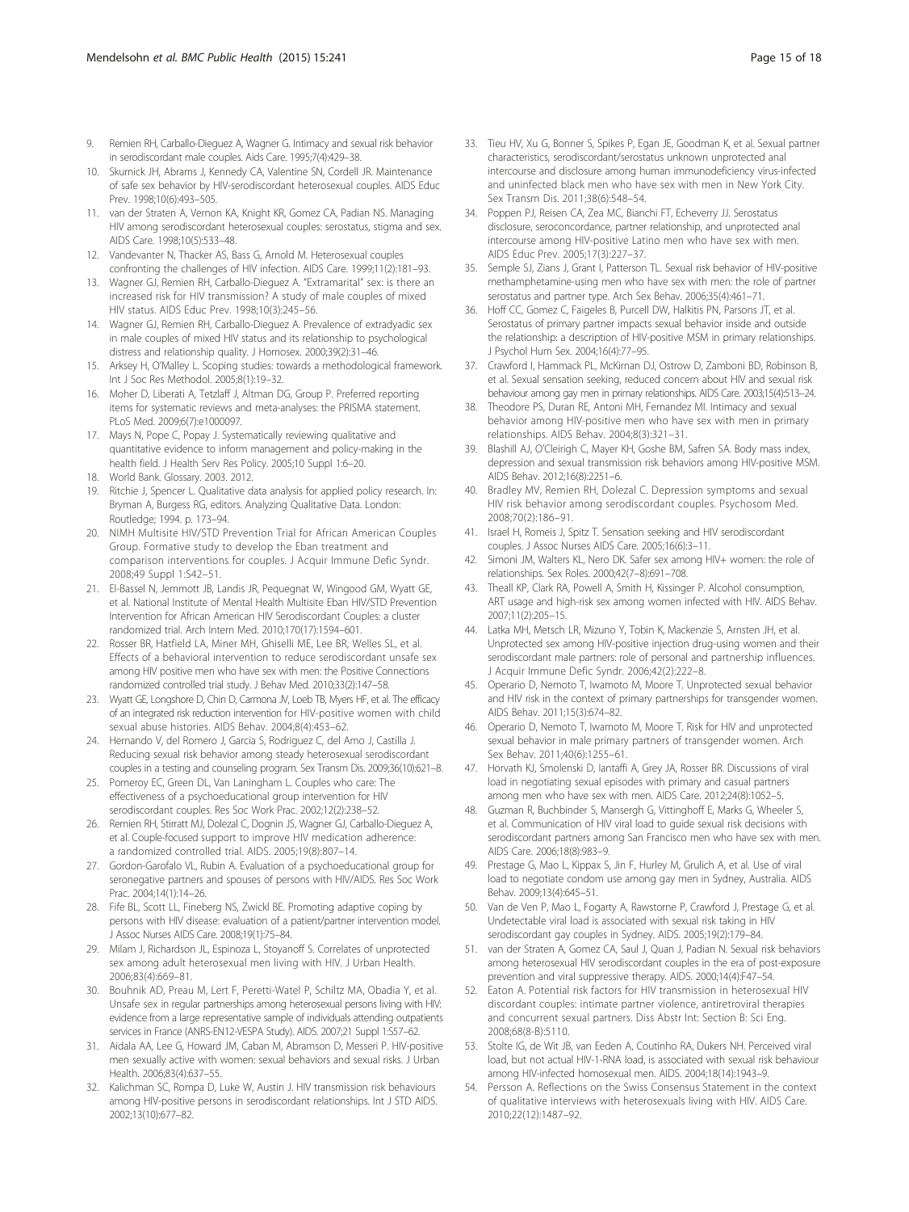9. Remien RH, Carballo-Dieguez A, Wagner G. Intimacy and sexual risk behavior in serodiscordant male couples. Aids Care. 1995;7(4):429–38.
10. Skurnick JH, Abrams J, Kennedy CA, Valentine SN, Cordell JR. Maintenance of safe sex behavior by HIV-serodiscordant heterosexual couples. AIDS Educ Prev. 1998;10(6):493–505.
11. van der Straten A, Vernon KA, Knight KR, Gomez CA, Padian NS. Managing HIV among serodiscordant heterosexual couples: serostatus, stigma and sex. AIDS Care. 1998;10(5):533–48.
12. Vandevanter N, Thacker AS, Bass G, Arnold M. Heterosexual couples confronting the challenges of HIV infection. AIDS Care. 1999;11(2):181–93.
13. Wagner GJ, Remien RH, Carballo-Dieguez A. "Extramarital" sex: is there an increased risk for HIV transmission? A study of male couples of mixed HIV status. AIDS Educ Prev. 1998;10(3):245–56.
14. Wagner GJ, Remien RH, Carballo-Dieguez A. Prevalence of extradyadic sex in male couples of mixed HIV status and its relationship to psychological distress and relationship quality. J Homosex. 2000;39(2):31–46.
15. Arksey H, O'Malley L. Scoping studies: towards a methodological framework. Int J Soc Res Methodol. 2005;8(1):19–32.
16. Moher D, Liberati A, Tetzlaff J, Altman DG, Group P. Preferred reporting items for systematic reviews and meta-analyses: the PRISMA statement. PLoS Med. 2009;6(7):e1000097.
17. Mays N, Pope C, Popay J. Systematically reviewing qualitative and quantitative evidence to inform management and policy-making in the health field. J Health Serv Res Policy. 2005;10 Suppl 1:6–20.
18. World Bank. Glossary. 2003. 2012.
19. Ritchie J, Spencer L. Qualitative data analysis for applied policy research. In: Bryman A, Burgess RG, editors. Analyzing Qualitative Data. London: Routledge; 1994. p. 173–94.
20. NIMH Multisite HIV/STD Prevention Trial for African American Couples Group. Formative study to develop the Eban treatment and comparison interventions for couples. J Acquir Immune Defic Syndr. 2008;49 Suppl 1:S42–51.
21. El-Bassel N, Jemmott JB, Landis JR, Pequegnat W, Wingood GM, Wyatt GE, et al. National Institute of Mental Health Multisite Eban HIV/STD Prevention Intervention for African American HIV Serodiscordant Couples: a cluster randomized trial. Arch Intern Med. 2010;170(17):1594–601.
22. Rosser BR, Hatfield LA, Miner MH, Ghiselli ME, Lee BR, Welles SL, et al. Effects of a behavioral intervention to reduce serodiscordant unsafe sex among HIV positive men who have sex with men: the Positive Connections randomized controlled trial study. J Behav Med. 2010;33(2):147–58.
23. Wyatt GE, Longshore D, Chin D, Carmona JV, Loeb TB, Myers HF, et al. The efficacy of an integrated risk reduction intervention for HIV-positive women with child sexual abuse histories. AIDS Behav. 2004;8(4):453–62.
24. Hernando V, del Romero J, Garcia S, Rodriguez C, del Amo J, Castilla J. Reducing sexual risk behavior among steady heterosexual serodiscordant couples in a testing and counseling program. Sex Transm Dis. 2009;36(10):621–8.
25. Pomeroy EC, Green DL, Van Laningham L. Couples who care: The effectiveness of a psychoeducational group intervention for HIV serodiscordant couples. Res Soc Work Prac. 2002;12(2):238–52.
26. Remien RH, Stirratt MJ, Dolezal C, Dognin JS, Wagner GJ, Carballo-Dieguez A, et al. Couple-focused support to improve HIV medication adherence: a randomized controlled trial. AIDS. 2005;19(8):807–14.
27. Gordon-Garofalo VL, Rubin A. Evaluation of a psychoeducational group for seronegative partners and spouses of persons with HIV/AIDS. Res Soc Work Prac. 2004;14(1):14–26.
28. Fife BL, Scott LL, Fineberg NS, Zwickl BE. Promoting adaptive coping by persons with HIV disease: evaluation of a patient/partner intervention model. J Assoc Nurses AIDS Care. 2008;19(1):75–84.
29. Milam J, Richardson JL, Espinoza L, Stoyanoff S. Correlates of unprotected sex among adult heterosexual men living with HIV. J Urban Health. 2006;83(4):669–81.
30. Bouhnik AD, Preau M, Lert F, Peretti-Watel P, Schiltz MA, Obadia Y, et al. Unsafe sex in regular partnerships among heterosexual persons living with HIV: evidence from a large representative sample of individuals attending outpatients services in France (ANRS-EN12-VESPA Study). AIDS. 2007;21 Suppl 1:S57–62.
31. Aidala AA, Lee G, Howard JM, Caban M, Abramson D, Messeri P. HIV-positive men sexually active with women: sexual behaviors and sexual risks. J Urban Health. 2006;83(4):637–55.
32. Kalichman SC, Rompa D, Luke W, Austin J. HIV transmission risk behaviours among HIV-positive persons in serodiscordant relationships. Int J STD AIDS. 2002;13(10):677–82.
33. Tieu HV, Xu G, Bonner S, Spikes P, Egan JE, Goodman K, et al. Sexual partner characteristics, serodiscordant/serostatus unknown unprotected anal intercourse and disclosure among human immunodeficiency virus-infected and uninfected black men who have sex with men in New York City. Sex Transm Dis. 2011;38(6):548–54.
34. Poppen PJ, Reisen CA, Zea MC, Bianchi FT, Echeverry JJ. Serostatus disclosure, seroconcordance, partner relationship, and unprotected anal intercourse among HIV-positive Latino men who have sex with men. AIDS Educ Prev. 2005;17(3):227–37.
35. Semple SJ, Zians J, Grant I, Patterson TL. Sexual risk behavior of HIV-positive methamphetamine-using men who have sex with men: the role of partner serostatus and partner type. Arch Sex Behav. 2006;35(4):461–71.
36. Hoff CC, Gomez C, Faigeles B, Purcell DW, Halkitis PN, Parsons JT, et al. Serostatus of primary partner impacts sexual behavior inside and outside the relationship: a description of HIV-positive MSM in primary relationships. J Psychol Hum Sex. 2004;16(4):77–95.
37. Crawford I, Hammack PL, McKirnan DJ, Ostrow D, Zamboni BD, Robinson B, et al. Sexual sensation seeking, reduced concern about HIV and sexual risk behaviour among gay men in primary relationships. AIDS Care. 2003;15(4):513–24.
38. Theodore PS, Duran RE, Antoni MH, Fernandez MI. Intimacy and sexual behavior among HIV-positive men who have sex with men in primary relationships. AIDS Behav. 2004;8(3):321–31.
39. Blashill AJ, O'Cleirigh C, Mayer KH, Goshe BM, Safren SA. Body mass index, depression and sexual transmission risk behaviors among HIV-positive MSM. AIDS Behav. 2012;16(8):2251–6.
40. Bradley MV, Remien RH, Dolezal C. Depression symptoms and sexual HIV risk behavior among serodiscordant couples. Psychosom Med. 2008;70(2):186–91.
41. Israel H, Romeis J, Spitz T. Sensation seeking and HIV serodiscordant couples. J Assoc Nurses AIDS Care. 2005;16(6):3–11.
42. Simoni JM, Walters KL, Nero DK. Safer sex among HIV+ women: the role of relationships. Sex Roles. 2000;42(7–8):691–708.
43. Theall KP, Clark RA, Powell A, Smith H, Kissinger P. Alcohol consumption, ART usage and high-risk sex among women infected with HIV. AIDS Behav. 2007;11(2):205–15.
44. Latka MH, Metsch LR, Mizuno Y, Tobin K, Mackenzie S, Arnsten JH, et al. Unprotected sex among HIV-positive injection drug-using women and their serodiscordant male partners: role of personal and partnership influences. J Acquir Immune Defic Syndr. 2006;42(2):222–8.
45. Operario D, Nemoto T, Iwamoto M, Moore T. Unprotected sexual behavior and HIV risk in the context of primary partnerships for transgender women. AIDS Behav. 2011;15(3):674–82.
46. Operario D, Nemoto T, Iwamoto M, Moore T. Risk for HIV and unprotected sexual behavior in male primary partners of transgender women. Arch Sex Behav. 2011;40(6):1255–61.
47. Horvath KJ, Smolenski D, Iantaffi A, Grey JA, Rosser BR. Discussions of viral load in negotiating sexual episodes with primary and casual partners among men who have sex with men. AIDS Care. 2012;24(8):1052–5.
48. Guzman R, Buchbinder S, Mansergh G, Vittinghoff E, Marks G, Wheeler S, et al. Communication of HIV viral load to guide sexual risk decisions with serodiscordant partners among San Francisco men who have sex with men. AIDS Care. 2006;18(8):983–9.
49. Prestage G, Mao L, Kippax S, Jin F, Hurley M, Grulich A, et al. Use of viral load to negotiate condom use among gay men in Sydney, Australia. AIDS Behav. 2009;13(4):645–51.
50. Van de Ven P, Mao L, Fogarty A, Rawstorne P, Crawford J, Prestage G, et al. Undetectable viral load is associated with sexual risk taking in HIV serodiscordant gay couples in Sydney. AIDS. 2005;19(2):179–84.
51. van der Straten A, Gomez CA, Saul J, Quan J, Padian N. Sexual risk behaviors among heterosexual HIV serodiscordant couples in the era of post-exposure prevention and viral suppressive therapy. AIDS. 2000;14(4):F47–54.
52. Eaton A. Potential risk factors for HIV transmission in heterosexual HIV discordant couples: intimate partner violence, antiretroviral therapies and concurrent sexual partners. Diss Abstr Int: Section B: Sci Eng. 2008;68(8-B):5110.
53. Stolte IG, de Wit JB, van Eeden A, Coutinho RA, Dukers NH. Perceived viral load, but not actual HIV-1-RNA load, is associated with sexual risk behaviour among HIV-infected homosexual men. AIDS. 2004;18(14):1943–9.
54. Persson A. Reflections on the Swiss Consensus Statement in the context of qualitative interviews with heterosexuals living with HIV. AIDS Care. 2010;22(12):1487–92.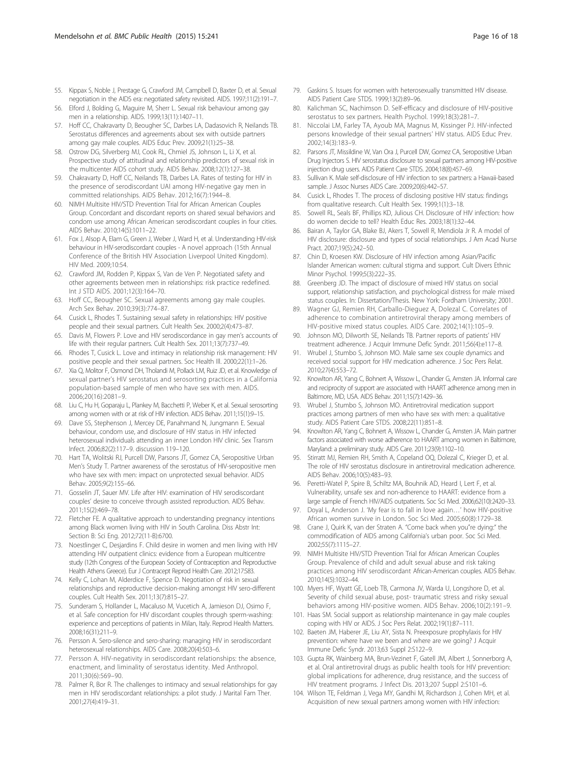55. Kippax S, Noble J, Prestage G, Crawford JM, Campbell D, Baxter D, et al. Sexual negotiation in the AIDS era: negotiated safety revisited. AIDS. 1997;11(2):191–7.
56. Elford J, Bolding G, Maguire M, Sherr L. Sexual risk behaviour among gay men in a relationship. AIDS. 1999;13(11):1407–11.
57. Hoff CC, Chakravarty D, Beougher SC, Darbes LA, Dadasovich R, Neilands TB. Serostatus differences and agreements about sex with outside partners among gay male couples. AIDS Educ Prev. 2009;21(1):25–38.
58. Ostrow DG, Silverberg MJ, Cook RL, Chmiel JS, Johnson L, Li X, et al. Prospective study of attitudinal and relationship predictors of sexual risk in the multicenter AIDS cohort study. AIDS Behav. 2008;12(1):127–38.
59. Chakravarty D, Hoff CC, Neilands TB, Darbes LA. Rates of testing for HIV in the presence of serodiscordant UAI among HIV-negative gay men in committed relationships. AIDS Behav. 2012;16(7):1944–8.
60. NIMH Multisite HIV/STD Prevention Trial for African American Couples Group. Concordant and discordant reports on shared sexual behaviors and condom use among African American serodiscordant couples in four cities. AIDS Behav. 2010;14(5):1011–22.
61. Fox J, Alsop A, Elam G, Green J, Weber J, Ward H, et al. Understanding HIV-risk behaviour in HIV-serodiscordant couples - A novel approach (15th Annual Conference of the British HIV Association Liverpool United Kingdom). HIV Med. 2009;10:54.
62. Crawford JM, Rodden P, Kippax S, Van de Ven P. Negotiated safety and other agreements between men in relationships: risk practice redefined. Int J STD AIDS. 2001;12(3):164–70.
63. Hoff CC, Beougher SC. Sexual agreements among gay male couples. Arch Sex Behav. 2010;39(3):774–87.
64. Cusick L, Rhodes T. Sustaining sexual safety in relationships: HIV positive people and their sexual partners. Cult Health Sex. 2000;2(4):473–87.
65. Davis M, Flowers P. Love and HIV serodiscordance in gay men's accounts of life with their regular partners. Cult Health Sex. 2011;13(7):737–49.
66. Rhodes T, Cusick L. Love and intimacy in relationship risk management: HIV positive people and their sexual partners. Soc Health Ill. 2000;22(1):1–26.
67. Xia Q, Molitor F, Osmond DH, Tholandi M, Pollack LM, Ruiz JD, et al. Knowledge of sexual partner's HIV serostatus and serosorting practices in a California population-based sample of men who have sex with men. AIDS. 2006;20(16):2081–9.
68. Liu C, Hu H, Goparaju L, Plankey M, Bacchetti P, Weber K, et al. Sexual serosorting among women with or at risk of HIV infection. AIDS Behav. 2011;15(1):9–15.
69. Dave SS, Stephenson J, Mercey DE, Panahmand N, Jungmann E. Sexual behaviour, condom use, and disclosure of HIV status in HIV infected heterosexual individuals attending an inner London HIV clinic. Sex Transm Infect. 2006;82(2):117–9. discussion 119–120.
70. Hart TA, Wolitski RJ, Purcell DW, Parsons JT, Gomez CA, Seropositive Urban Men's Study T. Partner awareness of the serostatus of HIV-seropositive men who have sex with men: impact on unprotected sexual behavior. AIDS Behav. 2005;9(2):155–66.
71. Gosselin JT, Sauer MV. Life after HIV: examination of HIV serodiscordant couples' desire to conceive through assisted reproduction. AIDS Behav. 2011;15(2):469–78.
72. Fletcher FE. A qualitative approach to understanding pregnancy intentions among Black women living with HIV in South Carolina. Diss Abstr Int: Section B: Sci Eng. 2012;72(11-B):6700.
73. Noestlinger C, Desjardins F. Child desire in women and men living with HIV attending HIV outpatient clinics: evidence from a European multicentre study (12th Congress of the European Society of Contraception and Reproductive Health Athens Greece). Eur J Contracept Reprod Health Care. 2012;17S83.
74. Kelly C, Lohan M, Alderdice F, Spence D. Negotiation of risk in sexual relationships and reproductive decision-making amongst HIV sero-different couples. Cult Health Sex. 2011;13(7):815–27.
75. Sunderam S, Hollander L, Macaluso M, Vucetich A, Jamieson DJ, Osimo F, et al. Safe conception for HIV discordant couples through sperm-washing: experience and perceptions of patients in Milan, Italy. Reprod Health Matters. 2008;16(31):211–9.
76. Persson A. Sero-silence and sero-sharing: managing HIV in serodiscordant heterosexual relationships. AIDS Care. 2008;20(4):503–6.
77. Persson A. HIV-negativity in serodiscordant relationships: the absence, enactment, and liminality of serostatus identity. Med Anthropol. 2011;30(6):569–90.
78. Palmer R, Bor R. The challenges to intimacy and sexual relationships for gay men in HIV serodiscordant relationships: a pilot study. J Marital Fam Ther. 2001;27(4):419–31.
79. Gaskins S. Issues for women with heterosexually transmitted HIV disease. AIDS Patient Care STDS. 1999;13(2):89–96.
80. Kalichman SC, Nachimson D. Self-efficacy and disclosure of HIV-positive serostatus to sex partners. Health Psychol. 1999;18(3):281–7.
81. Niccolai LM, Farley TA, Ayoub MA, Magnus M, Kissinger PJ. HIV-infected persons knowledge of their sexual partners' HIV status. AIDS Educ Prev. 2002;14(3):183–9.
82. Parsons JT, Missildine W, Van Ora J, Purcell DW, Gomez CA, Seropositive Urban Drug Injectors S. HIV serostatus disclosure to sexual partners among HIV-positive injection drug users. AIDS Patient Care STDS. 2004;18(8):457–69.
83. Sullivan K. Male self-disclosure of HIV infection to sex partners: a Hawaii-based sample. J Assoc Nurses AIDS Care. 2009;20(6):442–57.
84. Cusick L, Rhodes T. The process of disclosing positive HIV status: findings from qualitative research. Cult Health Sex. 1999;1(1):3–18.
85. Sowell RL, Seals BF, Phillips KD, Julious CH. Disclosure of HIV infection: how do women decide to tell? Health Educ Res. 2003;18(1):32–44.
86. Bairan A, Taylor GA, Blake BJ, Akers T, Sowell R, Mendiola Jr R. A model of HIV disclosure: disclosure and types of social relationships. J Am Acad Nurse Pract. 2007;19(5):242–50.
87. Chin D, Kroesen KW. Disclosure of HIV infection among Asian/Pacific Islander American women: cultural stigma and support. Cult Divers Ethnic Minor Psychol. 1999;5(3):222–35.
88. Greenberg JD. The impact of disclosure of mixed HIV status on social support, relationship satisfaction, and psychological distress for male mixed status couples. In: Dissertation/Thesis. New York: Fordham University; 2001.
89. Wagner GJ, Remien RH, Carballo-Dieguez A, Dolezal C. Correlates of adherence to combination antiretroviral therapy among members of HIV-positive mixed status couples. AIDS Care. 2002;14(1):105–9.
90. Johnson MO, Dilworth SE, Neilands TB. Partner reports of patients' HIV treatment adherence. J Acquir Immune Defic Syndr. 2011;56(4):e117–8.
91. Wrubel J, Stumbo S, Johnson MO. Male same sex couple dynamics and received social support for HIV medication adherence. J Soc Pers Relat. 2010;27(4):553–72.
92. Knowlton AR, Yang C, Bohnert A, Wissow L, Chander G, Arnsten JA. Informal care and reciprocity of support are associated with HAART adherence among men in Baltimore, MD, USA. AIDS Behav. 2011;15(7):1429–36.
93. Wrubel J, Stumbo S, Johnson MO. Antiretroviral medication support practices among partners of men who have sex with men: a qualitative study. AIDS Patient Care STDS. 2008;22(11):851–8.
94. Knowlton AR, Yang C, Bohnert A, Wissow L, Chander G, Arnsten JA. Main partner factors associated with worse adherence to HAART among women in Baltimore, Maryland: a preliminary study. AIDS Care. 2011;23(9):1102–10.
95. Stirratt MJ, Remien RH, Smith A, Copeland OQ, Dolezal C, Krieger D, et al. The role of HIV serostatus disclosure in antiretroviral medication adherence. AIDS Behav. 2006;10(5):483–93.
96. Peretti-Watel P, Spire B, Schiltz MA, Bouhnik AD, Heard I, Lert F, et al. Vulnerability, unsafe sex and non-adherence to HAART: evidence from a large sample of French HIV/AIDS outpatients. Soc Sci Med. 2006;62(10):2420–33.
97. Doyal L, Anderson J. 'My fear is to fall in love again…' how HIV-positive African women survive in London. Soc Sci Med. 2005;60(8):1729–38.
98. Crane J, Quirk K, van der Straten A. "Come back when you're dying:" the commodification of AIDS among California's urban poor. Soc Sci Med. 2002;55(7):1115–27.
99. NIMH Multisite HIV/STD Prevention Trial for African American Couples Group. Prevalence of child and adult sexual abuse and risk taking practices among HIV serodiscordant African-American couples. AIDS Behav. 2010;14(5):1032–44.
100. Myers HF, Wyatt GE, Loeb TB, Carmona JV, Warda U, Longshore D, et al. Severity of child sexual abuse, post- traumatic stress and risky sexual behaviors among HIV-positive women. AIDS Behav. 2006;10(2):191–9.
101. Haas SM. Social support as relationship maintenance in gay male couples coping with HIV or AIDS. J Soc Pers Relat. 2002;19(1):87–111.
102. Baeten JM, Haberer JE, Liu AY, Sista N. Preexposure prophylaxis for HIV prevention: where have we been and where are we going? J Acquir Immune Defic Syndr. 2013;63 Suppl 2:S122–9.
103. Gupta RK, Wainberg MA, Brun-Vezinet F, Gatell JM, Albert J, Sonnerborg A, et al. Oral antiretroviral drugs as public health tools for HIV prevention: global implications for adherence, drug resistance, and the success of HIV treatment programs. J Infect Dis. 2013;207 Suppl 2:S101–6.
104. Wilson TE, Feldman J, Vega MY, Gandhi M, Richardson J, Cohen MH, et al. Acquisition of new sexual partners among women with HIV infection: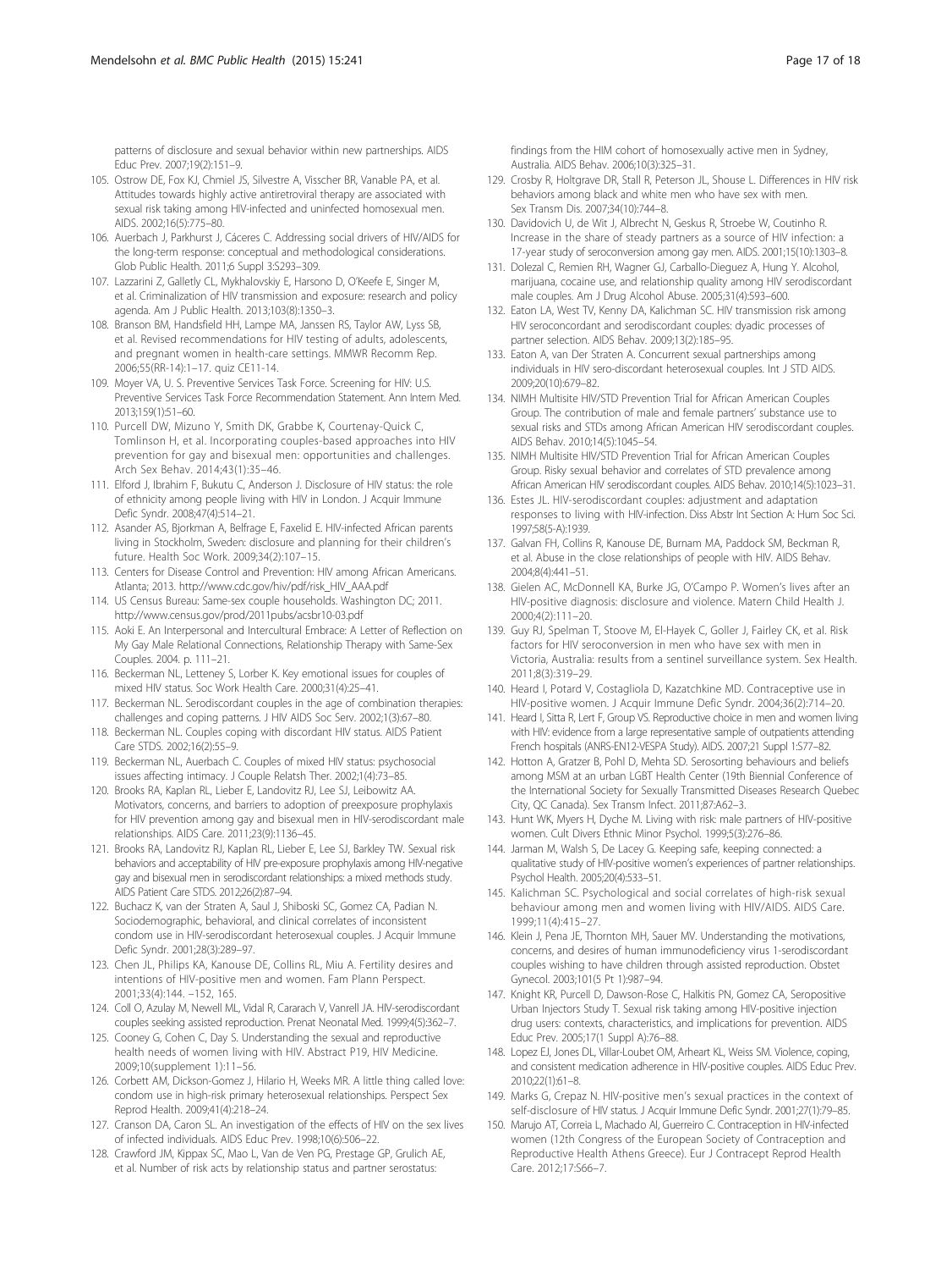patterns of disclosure and sexual behavior within new partnerships. AIDS Educ Prev. 2007;19(2):151–9.

105. Ostrow DE, Fox KJ, Chmiel JS, Silvestre A, Visscher BR, Vanable PA, et al. Attitudes towards highly active antiretroviral therapy are associated with sexual risk taking among HIV-infected and uninfected homosexual men. AIDS. 2002;16(5):775–80.
106. Auerbach J, Parkhurst J, Cáceres C. Addressing social drivers of HIV/AIDS for the long-term response: conceptual and methodological considerations. Glob Public Health. 2011;6 Suppl 3:S293–309.
107. Lazzarini Z, Galletly CL, Mykhalovskiy E, Harsono D, O'Keefe E, Singer M, et al. Criminalization of HIV transmission and exposure: research and policy agenda. Am J Public Health. 2013;103(8):1350–3.
108. Branson BM, Handsfield HH, Lampe MA, Janssen RS, Taylor AW, Lyss SB, et al. Revised recommendations for HIV testing of adults, adolescents, and pregnant women in health-care settings. MMWR Recomm Rep. 2006;55(RR-14):1–17. quiz CE11-14.
109. Moyer VA, U. S. Preventive Services Task Force. Screening for HIV: U.S. Preventive Services Task Force Recommendation Statement. Ann Intern Med. 2013;159(1):51–60.
110. Purcell DW, Mizuno Y, Smith DK, Grabbe K, Courtenay-Quick C, Tomlinson H, et al. Incorporating couples-based approaches into HIV prevention for gay and bisexual men: opportunities and challenges. Arch Sex Behav. 2014;43(1):35–46.
111. Elford J, Ibrahim F, Bukutu C, Anderson J. Disclosure of HIV status: the role of ethnicity among people living with HIV in London. J Acquir Immune Defic Syndr. 2008;47(4):514–21.
112. Asander AS, Bjorkman A, Belfrage E, Faxelid E. HIV-infected African parents living in Stockholm, Sweden: disclosure and planning for their children's future. Health Soc Work. 2009;34(2):107–15.
113. Centers for Disease Control and Prevention: HIV among African Americans. Atlanta; 2013. http://www.cdc.gov/hiv/pdf/risk_HIV_AAA.pdf
114. US Census Bureau: Same-sex couple households. Washington DC; 2011. http://www.census.gov/prod/2011pubs/acsbr10-03.pdf
115. Aoki E. An Interpersonal and Intercultural Embrace: A Letter of Reflection on My Gay Male Relational Connections, Relationship Therapy with Same-Sex Couples. 2004. p. 111–21.
116. Beckerman NL, Letteney S, Lorber K. Key emotional issues for couples of mixed HIV status. Soc Work Health Care. 2000;31(4):25–41.
117. Beckerman NL. Serodiscordant couples in the age of combination therapies: challenges and coping patterns. J HIV AIDS Soc Serv. 2002;1(3):67–80.
118. Beckerman NL. Couples coping with discordant HIV status. AIDS Patient Care STDS. 2002;16(2):55–9.
119. Beckerman NL, Auerbach C. Couples of mixed HIV status: psychosocial issues affecting intimacy. J Couple Relatsh Ther. 2002;1(4):73–85.
120. Brooks RA, Kaplan RL, Lieber E, Landovitz RJ, Lee SJ, Leibowitz AA. Motivators, concerns, and barriers to adoption of preexposure prophylaxis for HIV prevention among gay and bisexual men in HIV-serodiscordant male relationships. AIDS Care. 2011;23(9):1136–45.
121. Brooks RA, Landovitz RJ, Kaplan RL, Lieber E, Lee SJ, Barkley TW. Sexual risk behaviors and acceptability of HIV pre-exposure prophylaxis among HIV-negative gay and bisexual men in serodiscordant relationships: a mixed methods study. AIDS Patient Care STDS. 2012;26(2):87–94.
122. Buchacz K, van der Straten A, Saul J, Shiboski SC, Gomez CA, Padian N. Sociodemographic, behavioral, and clinical correlates of inconsistent condom use in HIV-serodiscordant heterosexual couples. J Acquir Immune Defic Syndr. 2001;28(3):289–97.
123. Chen JL, Philips KA, Kanouse DE, Collins RL, Miu A. Fertility desires and intentions of HIV-positive men and women. Fam Plann Perspect. 2001;33(4):144. –152, 165.
124. Coll O, Azulay M, Newell ML, Vidal R, Cararach V, Vanrell JA. HIV-serodiscordant couples seeking assisted reproduction. Prenat Neonatal Med. 1999;4(5):362–7.
125. Cooney G, Cohen C, Day S. Understanding the sexual and reproductive health needs of women living with HIV. Abstract P19, HIV Medicine. 2009;10(supplement 1):11–56.
126. Corbett AM, Dickson-Gomez J, Hilario H, Weeks MR. A little thing called love: condom use in high-risk primary heterosexual relationships. Perspect Sex Reprod Health. 2009;41(4):218–24.
127. Cranson DA, Caron SL. An investigation of the effects of HIV on the sex lives of infected individuals. AIDS Educ Prev. 1998;10(6):506–22.
128. Crawford JM, Kippax SC, Mao L, Van de Ven PG, Prestage GP, Grulich AE, et al. Number of risk acts by relationship status and partner serostatus: findings from the HIM cohort of homosexually active men in Sydney, Australia. AIDS Behav. 2006;10(3):325–31.
129. Crosby R, Holtgrave DR, Stall R, Peterson JL, Shouse L. Differences in HIV risk behaviors among black and white men who have sex with men. Sex Transm Dis. 2007;34(10):744–8.
130. Davidovich U, de Wit J, Albrecht N, Geskus R, Stroebe W, Coutinho R. Increase in the share of steady partners as a source of HIV infection: a 17-year study of seroconversion among gay men. AIDS. 2001;15(10):1303–8.
131. Dolezal C, Remien RH, Wagner GJ, Carballo-Dieguez A, Hung Y. Alcohol, marijuana, cocaine use, and relationship quality among HIV serodiscordant male couples. Am J Drug Alcohol Abuse. 2005;31(4):593–600.
132. Eaton LA, West TV, Kenny DA, Kalichman SC. HIV transmission risk among HIV seroconcordant and serodiscordant couples: dyadic processes of partner selection. AIDS Behav. 2009;13(2):185–95.
133. Eaton A, van Der Straten A. Concurrent sexual partnerships among individuals in HIV sero-discordant heterosexual couples. Int J STD AIDS. 2009;20(10):679–82.
134. NIMH Multisite HIV/STD Prevention Trial for African American Couples Group. The contribution of male and female partners' substance use to sexual risks and STDs among African American HIV serodiscordant couples. AIDS Behav. 2010;14(5):1045–54.
135. NIMH Multisite HIV/STD Prevention Trial for African American Couples Group. Risky sexual behavior and correlates of STD prevalence among African American HIV serodiscordant couples. AIDS Behav. 2010;14(5):1023–31.
136. Estes JL. HIV-serodiscordant couples: adjustment and adaptation responses to living with HIV-infection. Diss Abstr Int Section A: Hum Soc Sci. 1997;58(5-A):1939.
137. Galvan FH, Collins R, Kanouse DE, Burnam MA, Paddock SM, Beckman R, et al. Abuse in the close relationships of people with HIV. AIDS Behav. 2004;8(4):441–51.
138. Gielen AC, McDonnell KA, Burke JG, O'Campo P. Women's lives after an HIV-positive diagnosis: disclosure and violence. Matern Child Health J. 2000;4(2):111–20.
139. Guy RJ, Spelman T, Stoove M, El-Hayek C, Goller J, Fairley CK, et al. Risk factors for HIV seroconversion in men who have sex with men in Victoria, Australia: results from a sentinel surveillance system. Sex Health. 2011;8(3):319–29.
140. Heard I, Potard V, Costagliola D, Kazatchkine MD. Contraceptive use in HIV-positive women. J Acquir Immune Defic Syndr. 2004;36(2):714–20.
141. Heard I, Sitta R, Lert F, Group VS. Reproductive choice in men and women living with HIV: evidence from a large representative sample of outpatients attending French hospitals (ANRS-EN12-VESPA Study). AIDS. 2007;21 Suppl 1:S77–82.
142. Hotton A, Gratzer B, Pohl D, Mehta SD. Serosorting behaviours and beliefs among MSM at an urban LGBT Health Center (19th Biennial Conference of the International Society for Sexually Transmitted Diseases Research Quebec City, QC Canada). Sex Transm Infect. 2011;87:A62–3.
143. Hunt WK, Myers H, Dyche M. Living with risk: male partners of HIV-positive women. Cult Divers Ethnic Minor Psychol. 1999;5(3):276–86.
144. Jarman M, Walsh S, De Lacey G. Keeping safe, keeping connected: a qualitative study of HIV-positive women's experiences of partner relationships. Psychol Health. 2005;20(4):533–51.
145. Kalichman SC. Psychological and social correlates of high-risk sexual behaviour among men and women living with HIV/AIDS. AIDS Care. 1999;11(4):415–27.
146. Klein J, Pena JE, Thornton MH, Sauer MV. Understanding the motivations, concerns, and desires of human immunodeficiency virus 1-serodiscordant couples wishing to have children through assisted reproduction. Obstet Gynecol. 2003;101(5 Pt 1):987–94.
147. Knight KR, Purcell D, Dawson-Rose C, Halkitis PN, Gomez CA, Seropositive Urban Injectors Study T. Sexual risk taking among HIV-positive injection drug users: contexts, characteristics, and implications for prevention. AIDS Educ Prev. 2005;17(1 Suppl A):76–88.
148. Lopez EJ, Jones DL, Villar-Loubet OM, Arheart KL, Weiss SM. Violence, coping, and consistent medication adherence in HIV-positive couples. AIDS Educ Prev. 2010;22(1):61–8.
149. Marks G, Crepaz N. HIV-positive men's sexual practices in the context of self-disclosure of HIV status. J Acquir Immune Defic Syndr. 2001;27(1):79–85.
150. Marujo AT, Correia L, Machado AI, Guerreiro C. Contraception in HIV-infected women (12th Congress of the European Society of Contraception and Reproductive Health Athens Greece). Eur J Contracept Reprod Health Care. 2012;17:S66–7.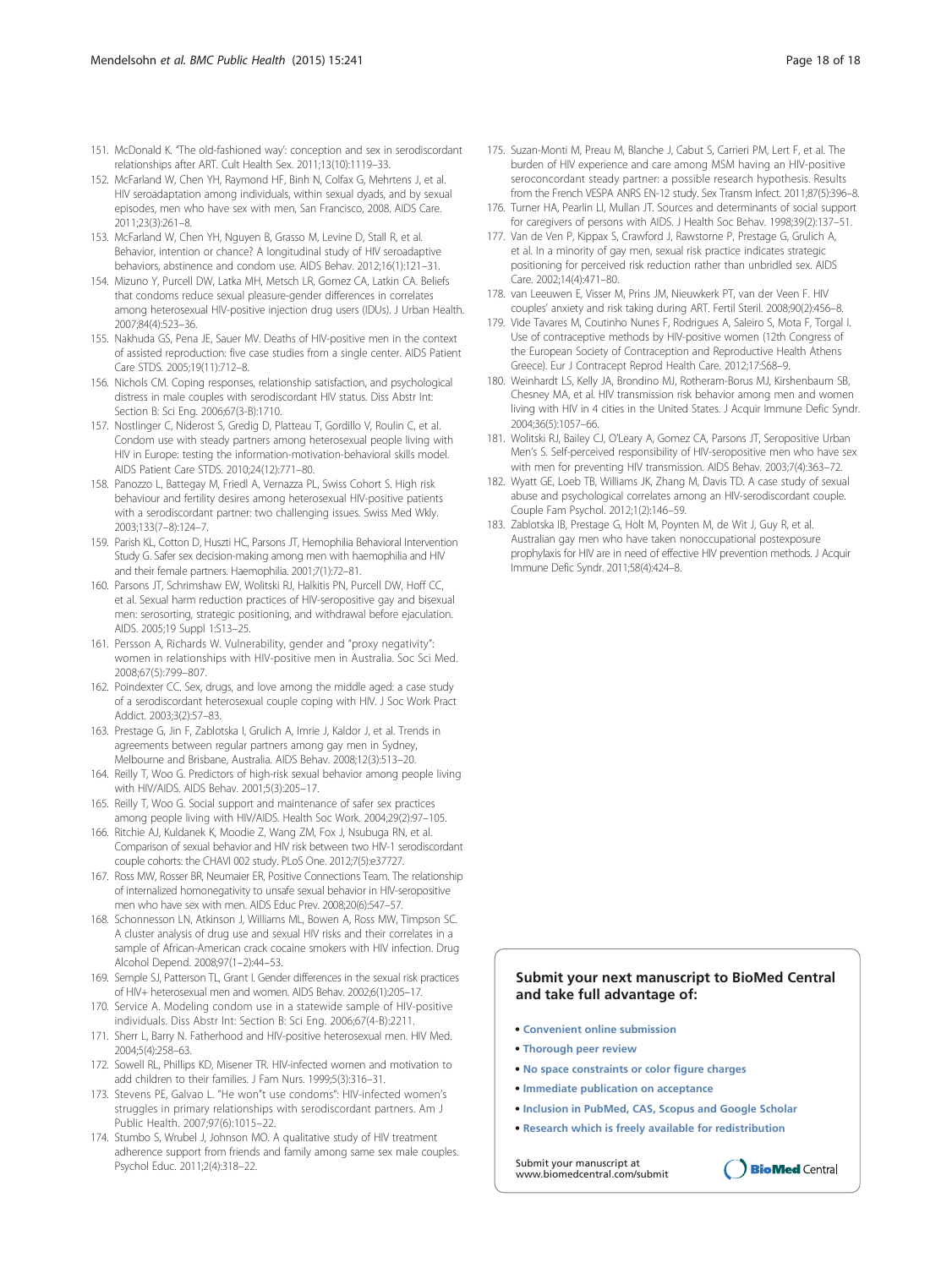151. McDonald K. "The old-fashioned way': conception and sex in serodiscordant relationships after ART. Cult Health Sex. 2011;13(10):1119–33.
152. McFarland W, Chen YH, Raymond HF, Binh N, Colfax G, Mehrtens J, et al. HIV seroadaptation among individuals, within sexual dyads, and by sexual episodes, men who have sex with men, San Francisco, 2008. AIDS Care. 2011;23(3):261–8.
153. McFarland W, Chen YH, Nguyen B, Grasso M, Levine D, Stall R, et al. Behavior, intention or chance? A longitudinal study of HIV seroadaptive behaviors, abstinence and condom use. AIDS Behav. 2012;16(1):121–31.
154. Mizuno Y, Purcell DW, Latka MH, Metsch LR, Gomez CA, Latkin CA. Beliefs that condoms reduce sexual pleasure-gender differences in correlates among heterosexual HIV-positive injection drug users (IDUs). J Urban Health. 2007;84(4):523–36.
155. Nakhuda GS, Pena JE, Sauer MV. Deaths of HIV-positive men in the context of assisted reproduction: five case studies from a single center. AIDS Patient Care STDS. 2005;19(11):712–8.
156. Nichols CM. Coping responses, relationship satisfaction, and psychological distress in male couples with serodiscordant HIV status. Diss Abstr Int: Section B: Sci Eng. 2006;67(3-B):1710.
157. Nostlinger C, Niderost S, Gredig D, Platteau T, Gordillo V, Roulin C, et al. Condom use with steady partners among heterosexual people living with HIV in Europe: testing the information-motivation-behavioral skills model. AIDS Patient Care STDS. 2010;24(12):771–80.
158. Panozzo L, Battegay M, Friedl A, Vernazza PL, Swiss Cohort S. High risk behaviour and fertility desires among heterosexual HIV-positive patients with a serodiscordant partner: two challenging issues. Swiss Med Wkly. 2003;133(7–8):124–7.
159. Parish KL, Cotton D, Huszti HC, Parsons JT, Hemophilia Behavioral Intervention Study G. Safer sex decision-making among men with haemophilia and HIV and their female partners. Haemophilia. 2001;7(1):72–81.
160. Parsons JT, Schrimshaw EW, Wolitski RJ, Halkitis PN, Purcell DW, Hoff CC, et al. Sexual harm reduction practices of HIV-seropositive gay and bisexual men: serosorting, strategic positioning, and withdrawal before ejaculation. AIDS. 2005;19 Suppl 1:S13–25.
161. Persson A, Richards W. Vulnerability, gender and "proxy negativity": women in relationships with HIV-positive men in Australia. Soc Sci Med. 2008;67(5):799–807.
162. Poindexter CC. Sex, drugs, and love among the middle aged: a case study of a serodiscordant heterosexual couple coping with HIV. J Soc Work Pract Addict. 2003;3(2):57–83.
163. Prestage G, Jin F, Zablotska I, Grulich A, Imrie J, Kaldor J, et al. Trends in agreements between regular partners among gay men in Sydney, Melbourne and Brisbane, Australia. AIDS Behav. 2008;12(3):513–20.
164. Reilly T, Woo G. Predictors of high-risk sexual behavior among people living with HIV/AIDS. AIDS Behav. 2001;5(3):205–17.
165. Reilly T, Woo G. Social support and maintenance of safer sex practices among people living with HIV/AIDS. Health Soc Work. 2004;29(2):97–105.
166. Ritchie AJ, Kuldanek K, Moodie Z, Wang ZM, Fox J, Nsubuga RN, et al. Comparison of sexual behavior and HIV risk between two HIV-1 serodiscordant couple cohorts: the CHAVI 002 study. PLoS One. 2012;7(5):e37727.
167. Ross MW, Rosser BR, Neumaier ER, Positive Connections Team. The relationship of internalized homonegativity to unsafe sexual behavior in HIV-seropositive men who have sex with men. AIDS Educ Prev. 2008;20(6):547–57.
168. Schonnesson LN, Atkinson J, Williams ML, Bowen A, Ross MW, Timpson SC. A cluster analysis of drug use and sexual HIV risks and their correlates in a sample of African-American crack cocaine smokers with HIV infection. Drug Alcohol Depend. 2008;97(1–2):44–53.
169. Semple SJ, Patterson TL, Grant I. Gender differences in the sexual risk practices of HIV+ heterosexual men and women. AIDS Behav. 2002;6(1):205–17.
170. Service A. Modeling condom use in a statewide sample of HIV-positive individuals. Diss Abstr Int: Section B: Sci Eng. 2006;67(4-B):2211.
171. Sherr L, Barry N. Fatherhood and HIV-positive heterosexual men. HIV Med. 2004;5(4):258–63.
172. Sowell RL, Phillips KD, Misener TR. HIV-infected women and motivation to add children to their families. J Fam Nurs. 1999;5(3):316–31.
173. Stevens PE, Galvao L. "He won"t use condoms": HIV-infected women's struggles in primary relationships with serodiscordant partners. Am J Public Health. 2007;97(6):1015–22.
174. Stumbo S, Wrubel J, Johnson MO. A qualitative study of HIV treatment adherence support from friends and family among same sex male couples. Psychol Educ. 2011;2(4):318–22.
175. Suzan-Monti M, Preau M, Blanche J, Cabut S, Carrieri PM, Lert F, et al. The burden of HIV experience and care among MSM having an HIV-positive seroconcordant steady partner: a possible research hypothesis. Results from the French VESPA ANRS EN-12 study. Sex Transm Infect. 2011;87(5):396–8.
176. Turner HA, Pearlin LI, Mullan JT. Sources and determinants of social support for caregivers of persons with AIDS. J Health Soc Behav. 1998;39(2):137–51.
177. Van de Ven P, Kippax S, Crawford J, Rawstorne P, Prestage G, Grulich A, et al. In a minority of gay men, sexual risk practice indicates strategic positioning for perceived risk reduction rather than unbridled sex. AIDS Care. 2002;14(4):471–80.
178. van Leeuwen E, Visser M, Prins JM, Nieuwkerk PT, van der Veen F. HIV couples' anxiety and risk taking during ART. Fertil Steril. 2008;90(2):456–8.
179. Vide Tavares M, Coutinho Nunes F, Rodrigues A, Saleiro S, Mota F, Torgal I. Use of contraceptive methods by HIV-positive women (12th Congress of the European Society of Contraception and Reproductive Health Athens Greece). Eur J Contracept Reprod Health Care. 2012;17:S68–9.
180. Weinhardt LS, Kelly JA, Brondino MJ, Rotheram-Borus MJ, Kirshenbaum SB, Chesney MA, et al. HIV transmission risk behavior among men and women living with HIV in 4 cities in the United States. J Acquir Immune Defic Syndr. 2004;36(5):1057–66.
181. Wolitski RJ, Bailey CJ, O'Leary A, Gomez CA, Parsons JT, Seropositive Urban Men's S. Self-perceived responsibility of HIV-seropositive men who have sex with men for preventing HIV transmission. AIDS Behav. 2003;7(4):363–72.
182. Wyatt GE, Loeb TB, Williams JK, Zhang M, Davis TD. A case study of sexual abuse and psychological correlates among an HIV-serodiscordant couple. Couple Fam Psychol. 2012;1(2):146–59.
183. Zablotska IB, Prestage G, Holt M, Poynten M, de Wit J, Guy R, et al. Australian gay men who have taken nonoccupational postexposure prophylaxis for HIV are in need of effective HIV prevention methods. J Acquir Immune Defic Syndr. 2011;58(4):424–8.

**Submit your next manuscript to BioMed Central and take full advantage of:**

- **Convenient online submission**
- **Thorough peer review**
- **No space constraints or color figure charges**
- **Immediate publication on acceptance**
- **Inclusion in PubMed, CAS, Scopus and Google Scholar**
- **Research which is freely available for redistribution**

Submit your manuscript at
www.biomedcentral.com/submit

BioMed Central